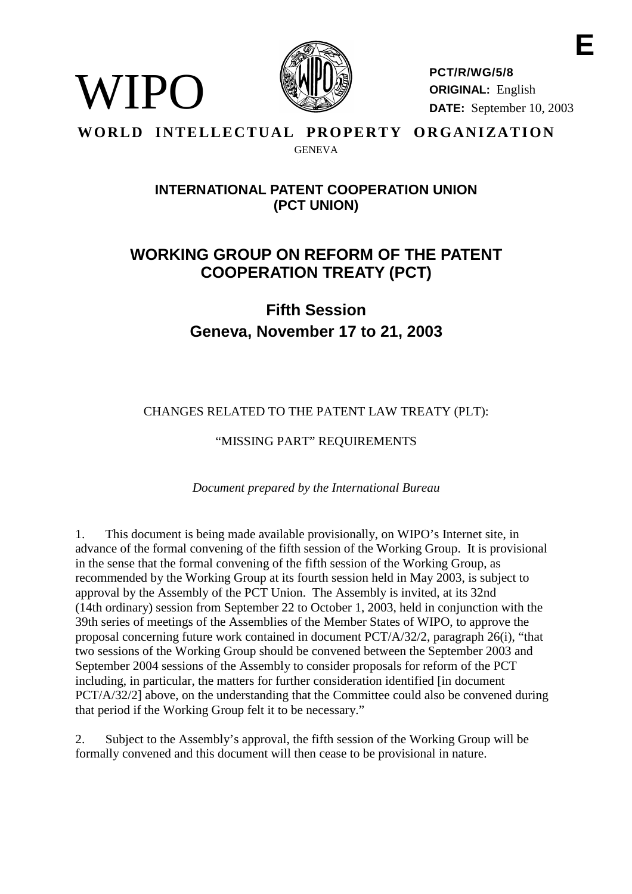WIPO

**E**

**PCT/R/WG/5/8**
**ORIGINAL:** English
**DATE:** September 10, 2003

**WORLD INTELLECTUAL PROPERTY ORGANIZATION**
GENEVA

## INTERNATIONAL PATENT COOPERATION UNION (PCT UNION)

# WORKING GROUP ON REFORM OF THE PATENT COOPERATION TREATY (PCT)

## Fifth Session
## Geneva, November 17 to 21, 2003

CHANGES RELATED TO THE PATENT LAW TREATY (PLT):

"MISSING PART" REQUIREMENTS

*Document prepared by the International Bureau*

1. This document is being made available provisionally, on WIPO's Internet site, in advance of the formal convening of the fifth session of the Working Group. It is provisional in the sense that the formal convening of the fifth session of the Working Group, as recommended by the Working Group at its fourth session held in May 2003, is subject to approval by the Assembly of the PCT Union. The Assembly is invited, at its 32nd (14th ordinary) session from September 22 to October 1, 2003, held in conjunction with the 39th series of meetings of the Assemblies of the Member States of WIPO, to approve the proposal concerning future work contained in document PCT/A/32/2, paragraph 26(i), "that two sessions of the Working Group should be convened between the September 2003 and September 2004 sessions of the Assembly to consider proposals for reform of the PCT including, in particular, the matters for further consideration identified [in document PCT/A/32/2] above, on the understanding that the Committee could also be convened during that period if the Working Group felt it to be necessary."

2. Subject to the Assembly's approval, the fifth session of the Working Group will be formally convened and this document will then cease to be provisional in nature.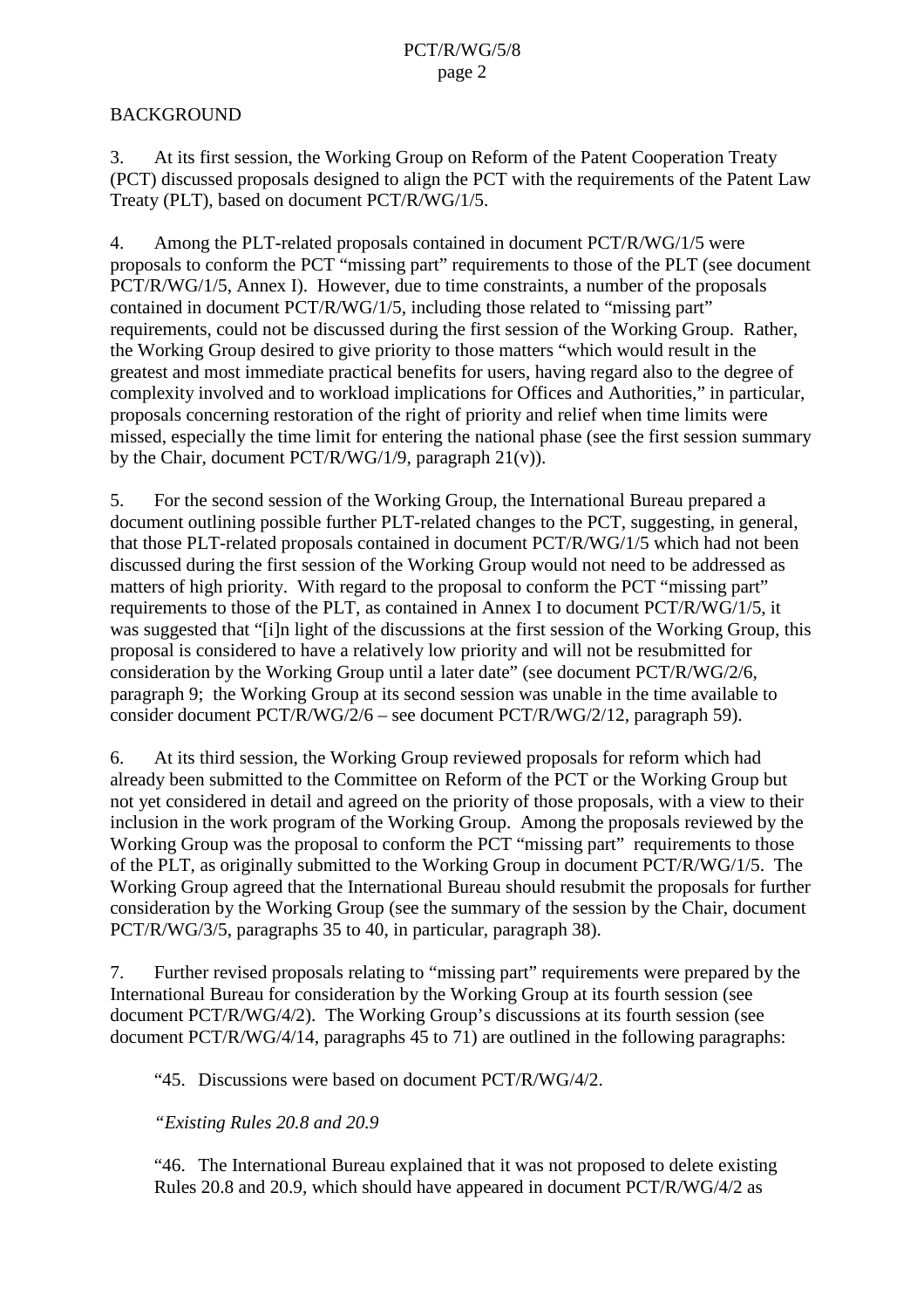BACKGROUND

3. At its first session, the Working Group on Reform of the Patent Cooperation Treaty (PCT) discussed proposals designed to align the PCT with the requirements of the Patent Law Treaty (PLT), based on document PCT/R/WG/1/5.

4. Among the PLT-related proposals contained in document PCT/R/WG/1/5 were proposals to conform the PCT "missing part" requirements to those of the PLT (see document PCT/R/WG/1/5, Annex I). However, due to time constraints, a number of the proposals contained in document PCT/R/WG/1/5, including those related to "missing part" requirements, could not be discussed during the first session of the Working Group. Rather, the Working Group desired to give priority to those matters "which would result in the greatest and most immediate practical benefits for users, having regard also to the degree of complexity involved and to workload implications for Offices and Authorities," in particular, proposals concerning restoration of the right of priority and relief when time limits were missed, especially the time limit for entering the national phase (see the first session summary by the Chair, document PCT/R/WG/1/9, paragraph 21(v)).

5. For the second session of the Working Group, the International Bureau prepared a document outlining possible further PLT-related changes to the PCT, suggesting, in general, that those PLT-related proposals contained in document PCT/R/WG/1/5 which had not been discussed during the first session of the Working Group would not need to be addressed as matters of high priority. With regard to the proposal to conform the PCT "missing part" requirements to those of the PLT, as contained in Annex I to document PCT/R/WG/1/5, it was suggested that "[i]n light of the discussions at the first session of the Working Group, this proposal is considered to have a relatively low priority and will not be resubmitted for consideration by the Working Group until a later date" (see document PCT/R/WG/2/6, paragraph 9; the Working Group at its second session was unable in the time available to consider document PCT/R/WG/2/6 – see document PCT/R/WG/2/12, paragraph 59).

6. At its third session, the Working Group reviewed proposals for reform which had already been submitted to the Committee on Reform of the PCT or the Working Group but not yet considered in detail and agreed on the priority of those proposals, with a view to their inclusion in the work program of the Working Group. Among the proposals reviewed by the Working Group was the proposal to conform the PCT "missing part" requirements to those of the PLT, as originally submitted to the Working Group in document PCT/R/WG/1/5. The Working Group agreed that the International Bureau should resubmit the proposals for further consideration by the Working Group (see the summary of the session by the Chair, document PCT/R/WG/3/5, paragraphs 35 to 40, in particular, paragraph 38).

7. Further revised proposals relating to "missing part" requirements were prepared by the International Bureau for consideration by the Working Group at its fourth session (see document PCT/R/WG/4/2). The Working Group's discussions at its fourth session (see document PCT/R/WG/4/14, paragraphs 45 to 71) are outlined in the following paragraphs:

> "45. Discussions were based on document PCT/R/WG/4/2.
>
> "*Existing Rules 20.8 and 20.9*
>
> "46. The International Bureau explained that it was not proposed to delete existing Rules 20.8 and 20.9, which should have appeared in document PCT/R/WG/4/2 as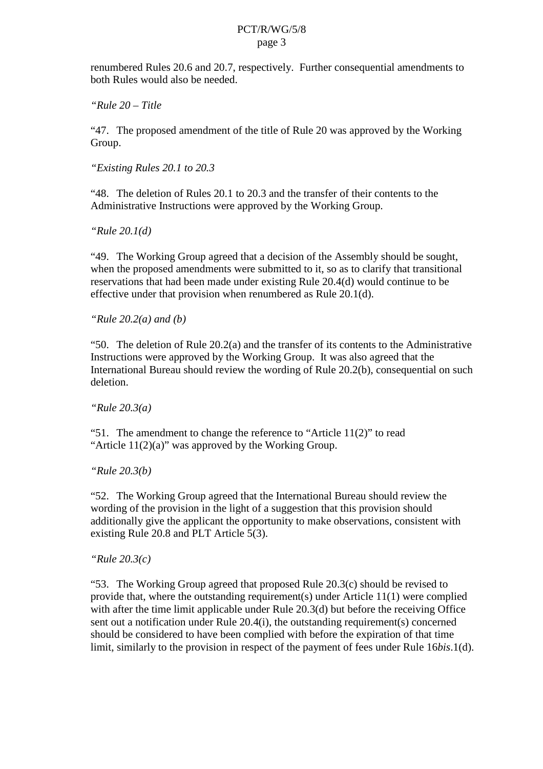renumbered Rules 20.6 and 20.7, respectively. Further consequential amendments to both Rules would also be needed.

*"Rule 20 – Title*

"47. The proposed amendment of the title of Rule 20 was approved by the Working Group.

*"Existing Rules 20.1 to 20.3*

"48. The deletion of Rules 20.1 to 20.3 and the transfer of their contents to the Administrative Instructions were approved by the Working Group.

*"Rule 20.1(d)*

"49. The Working Group agreed that a decision of the Assembly should be sought, when the proposed amendments were submitted to it, so as to clarify that transitional reservations that had been made under existing Rule 20.4(d) would continue to be effective under that provision when renumbered as Rule 20.1(d).

*"Rule 20.2(a) and (b)*

"50. The deletion of Rule 20.2(a) and the transfer of its contents to the Administrative Instructions were approved by the Working Group. It was also agreed that the International Bureau should review the wording of Rule 20.2(b), consequential on such deletion.

*"Rule 20.3(a)*

"51. The amendment to change the reference to "Article 11(2)" to read "Article 11(2)(a)" was approved by the Working Group.

*"Rule 20.3(b)*

"52. The Working Group agreed that the International Bureau should review the wording of the provision in the light of a suggestion that this provision should additionally give the applicant the opportunity to make observations, consistent with existing Rule 20.8 and PLT Article 5(3).

*"Rule 20.3(c)*

"53. The Working Group agreed that proposed Rule 20.3(c) should be revised to provide that, where the outstanding requirement(s) under Article 11(1) were complied with after the time limit applicable under Rule 20.3(d) but before the receiving Office sent out a notification under Rule 20.4(i), the outstanding requirement(s) concerned should be considered to have been complied with before the expiration of that time limit, similarly to the provision in respect of the payment of fees under Rule 16*bis*.1(d).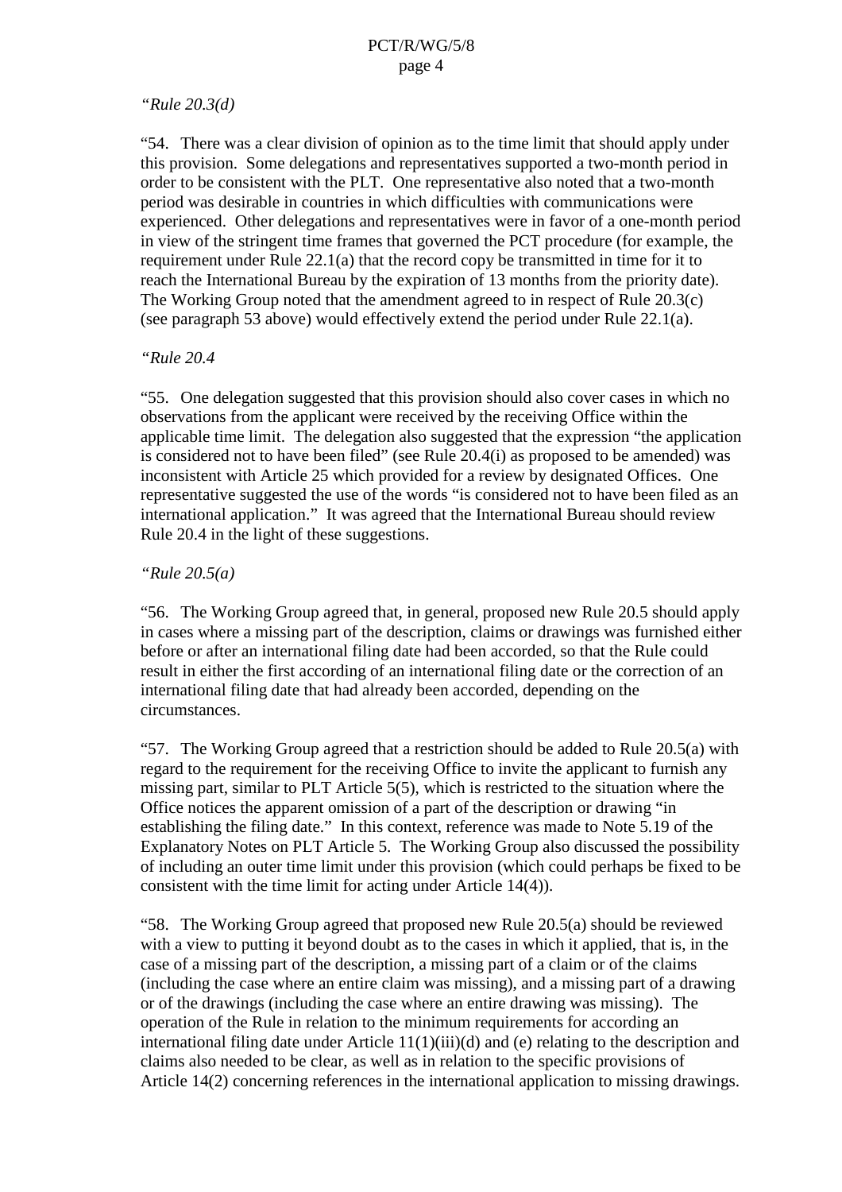*"Rule 20.3(d)*

"54. There was a clear division of opinion as to the time limit that should apply under this provision. Some delegations and representatives supported a two-month period in order to be consistent with the PLT. One representative also noted that a two-month period was desirable in countries in which difficulties with communications were experienced. Other delegations and representatives were in favor of a one-month period in view of the stringent time frames that governed the PCT procedure (for example, the requirement under Rule 22.1(a) that the record copy be transmitted in time for it to reach the International Bureau by the expiration of 13 months from the priority date). The Working Group noted that the amendment agreed to in respect of Rule 20.3(c) (see paragraph 53 above) would effectively extend the period under Rule 22.1(a).

*"Rule 20.4*

"55. One delegation suggested that this provision should also cover cases in which no observations from the applicant were received by the receiving Office within the applicable time limit. The delegation also suggested that the expression "the application is considered not to have been filed" (see Rule 20.4(i) as proposed to be amended) was inconsistent with Article 25 which provided for a review by designated Offices. One representative suggested the use of the words "is considered not to have been filed as an international application." It was agreed that the International Bureau should review Rule 20.4 in the light of these suggestions.

*"Rule 20.5(a)*

"56. The Working Group agreed that, in general, proposed new Rule 20.5 should apply in cases where a missing part of the description, claims or drawings was furnished either before or after an international filing date had been accorded, so that the Rule could result in either the first according of an international filing date or the correction of an international filing date that had already been accorded, depending on the circumstances.

"57. The Working Group agreed that a restriction should be added to Rule 20.5(a) with regard to the requirement for the receiving Office to invite the applicant to furnish any missing part, similar to PLT Article 5(5), which is restricted to the situation where the Office notices the apparent omission of a part of the description or drawing "in establishing the filing date." In this context, reference was made to Note 5.19 of the Explanatory Notes on PLT Article 5. The Working Group also discussed the possibility of including an outer time limit under this provision (which could perhaps be fixed to be consistent with the time limit for acting under Article 14(4)).

"58. The Working Group agreed that proposed new Rule 20.5(a) should be reviewed with a view to putting it beyond doubt as to the cases in which it applied, that is, in the case of a missing part of the description, a missing part of a claim or of the claims (including the case where an entire claim was missing), and a missing part of a drawing or of the drawings (including the case where an entire drawing was missing). The operation of the Rule in relation to the minimum requirements for according an international filing date under Article 11(1)(iii)(d) and (e) relating to the description and claims also needed to be clear, as well as in relation to the specific provisions of Article 14(2) concerning references in the international application to missing drawings.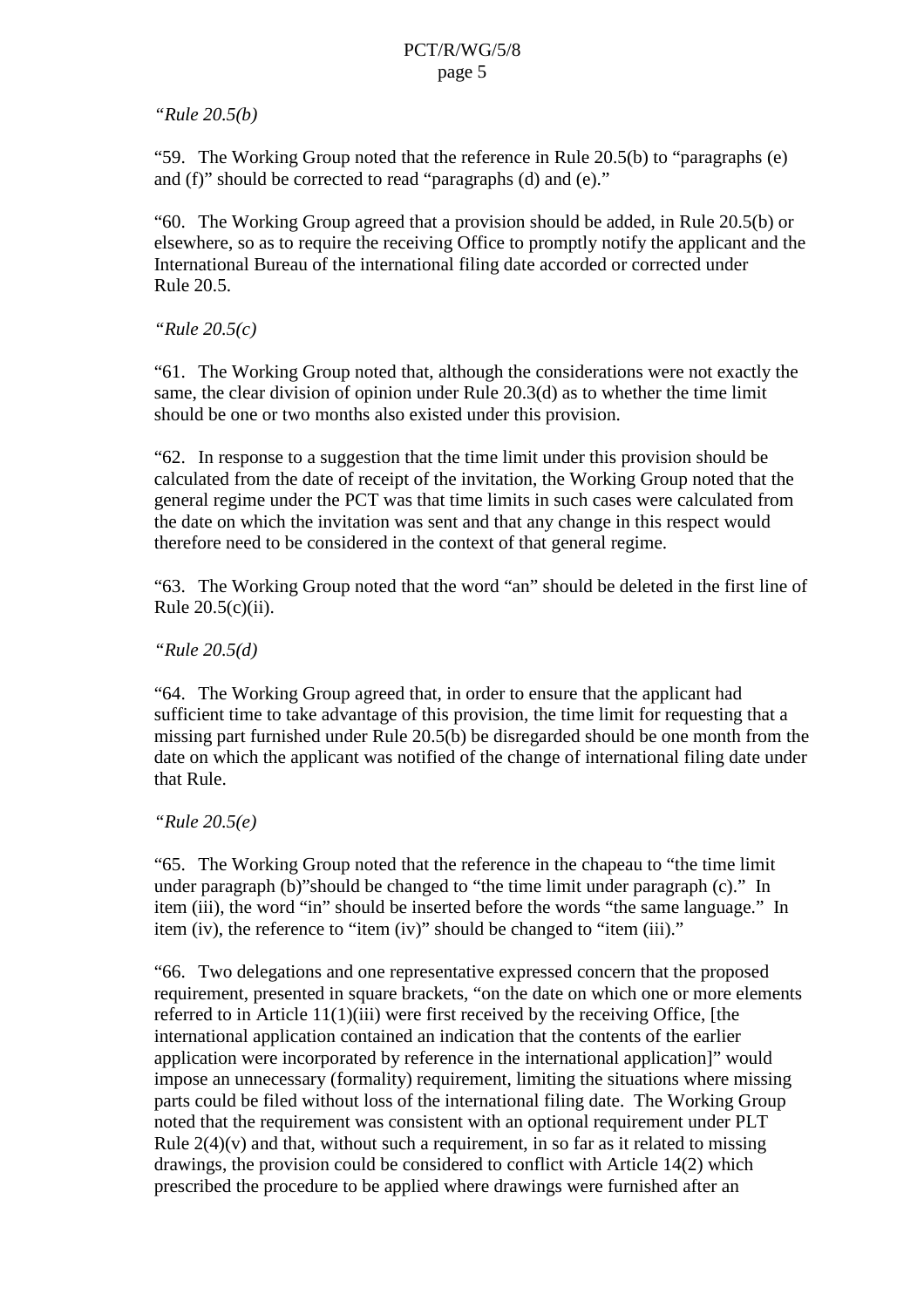*"Rule 20.5(b)*

"59. The Working Group noted that the reference in Rule 20.5(b) to "paragraphs (e) and (f)" should be corrected to read "paragraphs (d) and (e)."

"60. The Working Group agreed that a provision should be added, in Rule 20.5(b) or elsewhere, so as to require the receiving Office to promptly notify the applicant and the International Bureau of the international filing date accorded or corrected under Rule 20.5.

*"Rule 20.5(c)*

"61. The Working Group noted that, although the considerations were not exactly the same, the clear division of opinion under Rule 20.3(d) as to whether the time limit should be one or two months also existed under this provision.

"62. In response to a suggestion that the time limit under this provision should be calculated from the date of receipt of the invitation, the Working Group noted that the general regime under the PCT was that time limits in such cases were calculated from the date on which the invitation was sent and that any change in this respect would therefore need to be considered in the context of that general regime.

"63. The Working Group noted that the word "an" should be deleted in the first line of Rule 20.5(c)(ii).

*"Rule 20.5(d)*

"64. The Working Group agreed that, in order to ensure that the applicant had sufficient time to take advantage of this provision, the time limit for requesting that a missing part furnished under Rule 20.5(b) be disregarded should be one month from the date on which the applicant was notified of the change of international filing date under that Rule.

*"Rule 20.5(e)*

"65. The Working Group noted that the reference in the chapeau to "the time limit under paragraph (b)"should be changed to "the time limit under paragraph (c)." In item (iii), the word "in" should be inserted before the words "the same language." In item (iv), the reference to "item (iv)" should be changed to "item (iii)."

"66. Two delegations and one representative expressed concern that the proposed requirement, presented in square brackets, "on the date on which one or more elements referred to in Article 11(1)(iii) were first received by the receiving Office, [the international application contained an indication that the contents of the earlier application were incorporated by reference in the international application]" would impose an unnecessary (formality) requirement, limiting the situations where missing parts could be filed without loss of the international filing date. The Working Group noted that the requirement was consistent with an optional requirement under PLT Rule 2(4)(v) and that, without such a requirement, in so far as it related to missing drawings, the provision could be considered to conflict with Article 14(2) which prescribed the procedure to be applied where drawings were furnished after an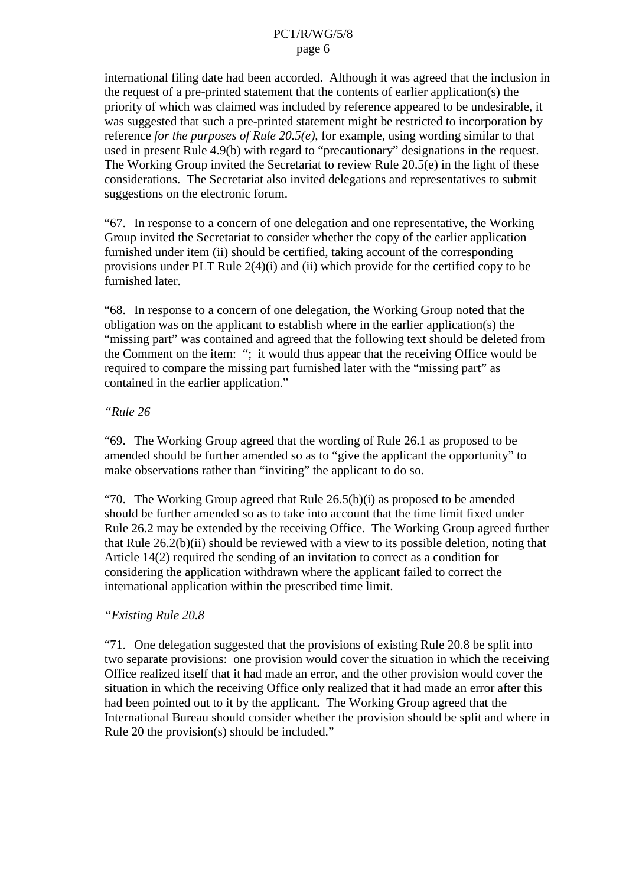international filing date had been accorded. Although it was agreed that the inclusion in the request of a pre-printed statement that the contents of earlier application(s) the priority of which was claimed was included by reference appeared to be undesirable, it was suggested that such a pre-printed statement might be restricted to incorporation by reference *for the purposes of Rule 20.5(e)*, for example, using wording similar to that used in present Rule 4.9(b) with regard to "precautionary" designations in the request. The Working Group invited the Secretariat to review Rule 20.5(e) in the light of these considerations. The Secretariat also invited delegations and representatives to submit suggestions on the electronic forum.

"67. In response to a concern of one delegation and one representative, the Working Group invited the Secretariat to consider whether the copy of the earlier application furnished under item (ii) should be certified, taking account of the corresponding provisions under PLT Rule 2(4)(i) and (ii) which provide for the certified copy to be furnished later.

"68. In response to a concern of one delegation, the Working Group noted that the obligation was on the applicant to establish where in the earlier application(s) the "missing part" was contained and agreed that the following text should be deleted from the Comment on the item: "; it would thus appear that the receiving Office would be required to compare the missing part furnished later with the "missing part" as contained in the earlier application."

*"Rule 26*

"69. The Working Group agreed that the wording of Rule 26.1 as proposed to be amended should be further amended so as to "give the applicant the opportunity" to make observations rather than "inviting" the applicant to do so.

"70. The Working Group agreed that Rule 26.5(b)(i) as proposed to be amended should be further amended so as to take into account that the time limit fixed under Rule 26.2 may be extended by the receiving Office. The Working Group agreed further that Rule 26.2(b)(ii) should be reviewed with a view to its possible deletion, noting that Article 14(2) required the sending of an invitation to correct as a condition for considering the application withdrawn where the applicant failed to correct the international application within the prescribed time limit.

*"Existing Rule 20.8*

"71. One delegation suggested that the provisions of existing Rule 20.8 be split into two separate provisions: one provision would cover the situation in which the receiving Office realized itself that it had made an error, and the other provision would cover the situation in which the receiving Office only realized that it had made an error after this had been pointed out to it by the applicant. The Working Group agreed that the International Bureau should consider whether the provision should be split and where in Rule 20 the provision(s) should be included."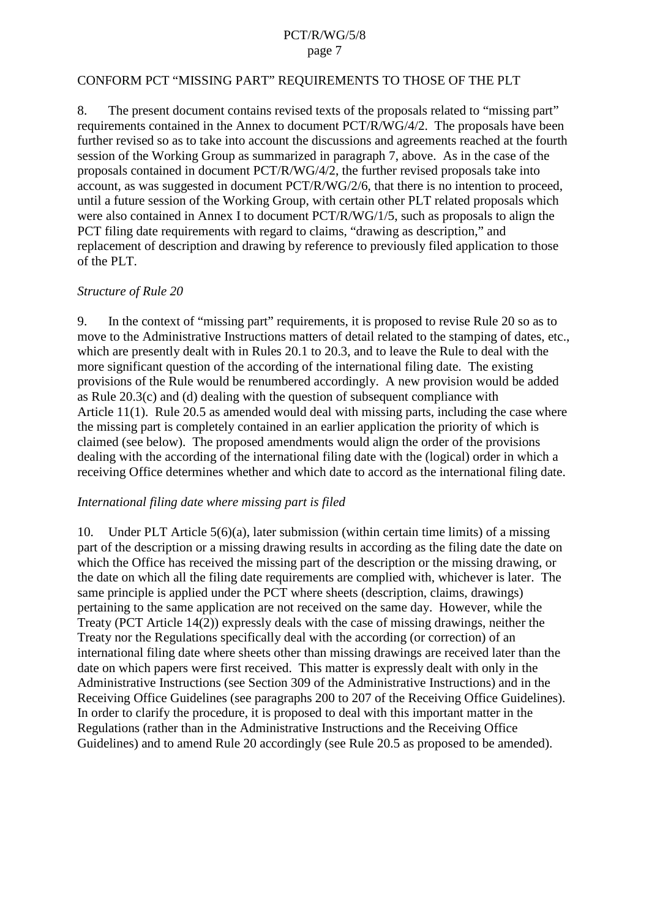## CONFORM PCT "MISSING PART" REQUIREMENTS TO THOSE OF THE PLT

8. The present document contains revised texts of the proposals related to "missing part" requirements contained in the Annex to document PCT/R/WG/4/2. The proposals have been further revised so as to take into account the discussions and agreements reached at the fourth session of the Working Group as summarized in paragraph 7, above. As in the case of the proposals contained in document PCT/R/WG/4/2, the further revised proposals take into account, as was suggested in document PCT/R/WG/2/6, that there is no intention to proceed, until a future session of the Working Group, with certain other PLT related proposals which were also contained in Annex I to document PCT/R/WG/1/5, such as proposals to align the PCT filing date requirements with regard to claims, "drawing as description," and replacement of description and drawing by reference to previously filed application to those of the PLT.

*Structure of Rule 20*

9. In the context of "missing part" requirements, it is proposed to revise Rule 20 so as to move to the Administrative Instructions matters of detail related to the stamping of dates, etc., which are presently dealt with in Rules 20.1 to 20.3, and to leave the Rule to deal with the more significant question of the according of the international filing date. The existing provisions of the Rule would be renumbered accordingly. A new provision would be added as Rule 20.3(c) and (d) dealing with the question of subsequent compliance with Article 11(1). Rule 20.5 as amended would deal with missing parts, including the case where the missing part is completely contained in an earlier application the priority of which is claimed (see below). The proposed amendments would align the order of the provisions dealing with the according of the international filing date with the (logical) order in which a receiving Office determines whether and which date to accord as the international filing date.

*International filing date where missing part is filed*

10. Under PLT Article 5(6)(a), later submission (within certain time limits) of a missing part of the description or a missing drawing results in according as the filing date the date on which the Office has received the missing part of the description or the missing drawing, or the date on which all the filing date requirements are complied with, whichever is later. The same principle is applied under the PCT where sheets (description, claims, drawings) pertaining to the same application are not received on the same day. However, while the Treaty (PCT Article 14(2)) expressly deals with the case of missing drawings, neither the Treaty nor the Regulations specifically deal with the according (or correction) of an international filing date where sheets other than missing drawings are received later than the date on which papers were first received. This matter is expressly dealt with only in the Administrative Instructions (see Section 309 of the Administrative Instructions) and in the Receiving Office Guidelines (see paragraphs 200 to 207 of the Receiving Office Guidelines). In order to clarify the procedure, it is proposed to deal with this important matter in the Regulations (rather than in the Administrative Instructions and the Receiving Office Guidelines) and to amend Rule 20 accordingly (see Rule 20.5 as proposed to be amended).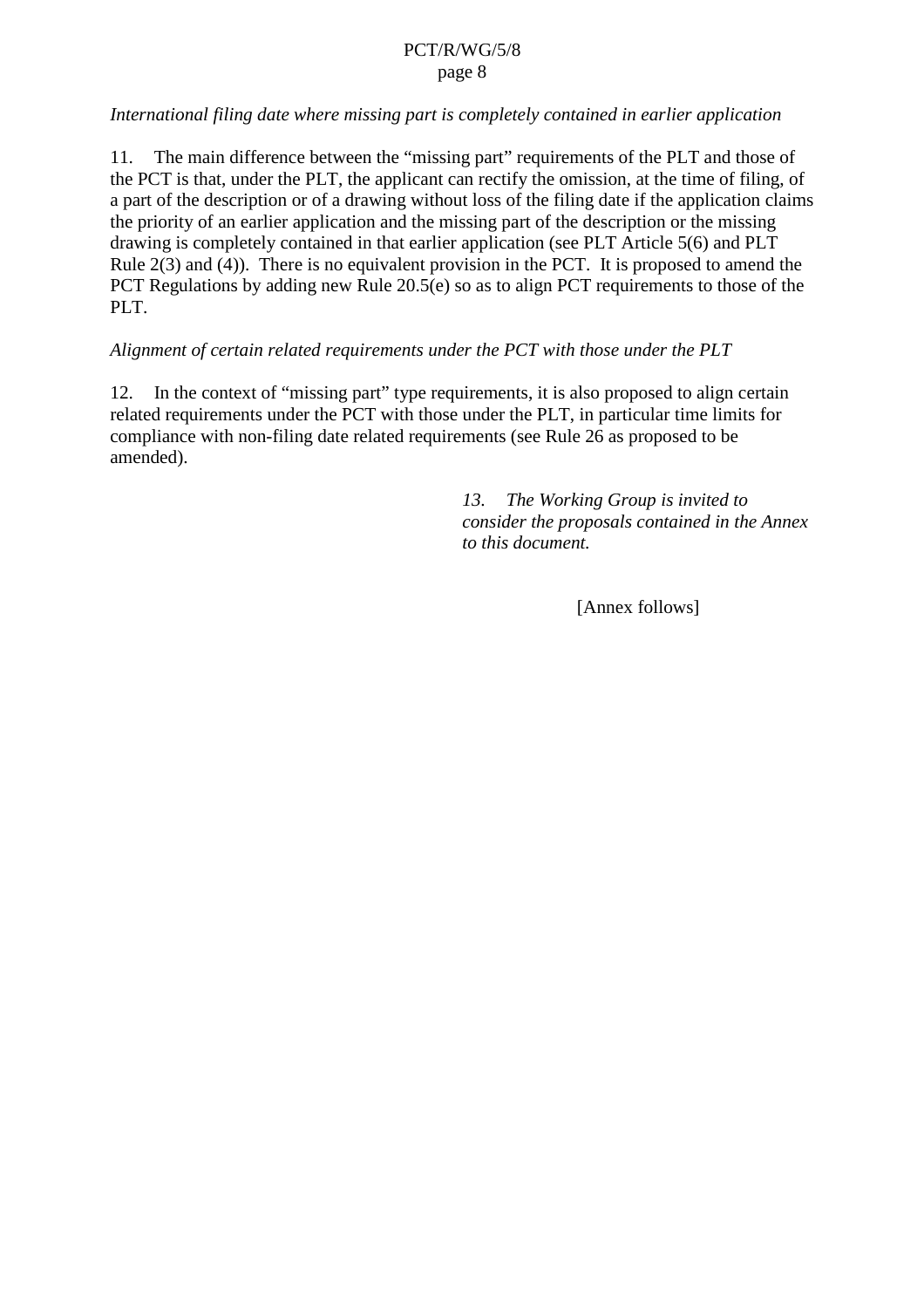*International filing date where missing part is completely contained in earlier application*

11. The main difference between the "missing part" requirements of the PLT and those of the PCT is that, under the PLT, the applicant can rectify the omission, at the time of filing, of a part of the description or of a drawing without loss of the filing date if the application claims the priority of an earlier application and the missing part of the description or the missing drawing is completely contained in that earlier application (see PLT Article 5(6) and PLT Rule 2(3) and (4)). There is no equivalent provision in the PCT. It is proposed to amend the PCT Regulations by adding new Rule 20.5(e) so as to align PCT requirements to those of the PLT.

*Alignment of certain related requirements under the PCT with those under the PLT*

12. In the context of "missing part" type requirements, it is also proposed to align certain related requirements under the PCT with those under the PLT, in particular time limits for compliance with non-filing date related requirements (see Rule 26 as proposed to be amended).

*13. The Working Group is invited to consider the proposals contained in the Annex to this document.*

[Annex follows]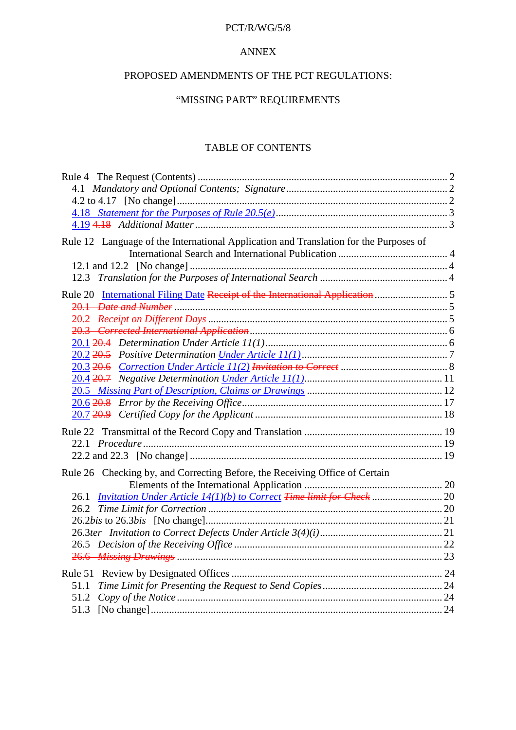PCT/R/WG/5/8

ANNEX

PROPOSED AMENDMENTS OF THE PCT REGULATIONS:

“MISSING PART” REQUIREMENTS

TABLE OF CONTENTS

Rule 4 The Request (Contents) .......... 2
  4.1 *Mandatory and Optional Contents; Signature* .......... 2
  4.2 to 4.17 [No change] .......... 2
  4.18 *Statement for the Purposes of Rule 20.5(e)* .......... 3
  4.19 ~~4.18~~ *Additional Matter* .......... 3

Rule 12 Language of the International Application and Translation for the Purposes of International Search and International Publication .......... 4
  12.1 and 12.2 [No change] .......... 4
  12.3 *Translation for the Purposes of International Search* .......... 4

Rule 20 International Filing Date ~~Receipt of the International Application~~ .......... 5
  ~~20.1 *Date and Number*~~ .......... 5
  ~~20.2 *Receipt on Different Days*~~ .......... 5
  ~~20.3 *Corrected International Application*~~ .......... 6
  20.1 ~~20.4~~ *Determination Under Article 11(1)* .......... 6
  20.2 ~~20.5~~ *Positive Determination Under Article 11(1)* .......... 7
  20.3 ~~20.6~~ *Correction Under Article 11(2)* ~~*Invitation to Correct*~~ .......... 8
  20.4 ~~20.7~~ *Negative Determination Under Article 11(1)* .......... 11
  20.5 *Missing Part of Description, Claims or Drawings* .......... 12
  20.6 ~~20.8~~ *Error by the Receiving Office* .......... 17
  20.7 ~~20.9~~ *Certified Copy for the Applicant* .......... 18

Rule 22 Transmittal of the Record Copy and Translation .......... 19
  22.1 *Procedure* .......... 19
  22.2 and 22.3 [No change] .......... 19

Rule 26 Checking by, and Correcting Before, the Receiving Office of Certain Elements of the International Application .......... 20
  26.1 *Invitation Under Article 14(1)(b) to Correct* ~~*Time limit for Check*~~ .......... 20
  26.2 *Time Limit for Correction* .......... 20
  26.2*bis* to 26.3*bis* [No change] .......... 21
  26.3*ter* *Invitation to Correct Defects Under Article 3(4)(i)* .......... 21
  26.5 *Decision of the Receiving Office* .......... 22
  ~~26.6 *Missing Drawings*~~ .......... 23

Rule 51 Review by Designated Offices .......... 24
  51.1 *Time Limit for Presenting the Request to Send Copies* .......... 24
  51.2 *Copy of the Notice* .......... 24
  51.3 [No change] .......... 24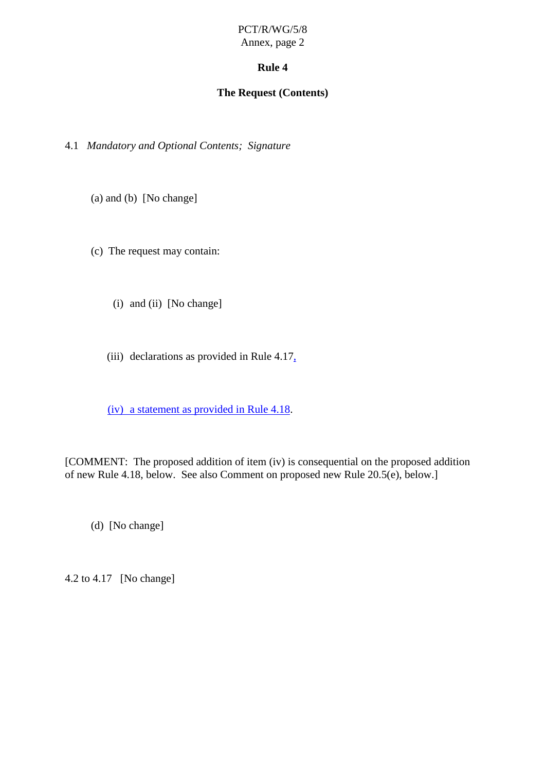# Rule 4

## The Request (Contents)

4.1 *Mandatory and Optional Contents; Signature*

(a) and (b) [No change]

(c) The request may contain:

(i) and (ii) [No change]

(iii) declarations as provided in Rule 4.17,

(iv) a statement as provided in Rule 4.18.

[COMMENT: The proposed addition of item (iv) is consequential on the proposed addition of new Rule 4.18, below. See also Comment on proposed new Rule 20.5(e), below.]

(d) [No change]

4.2 to 4.17 [No change]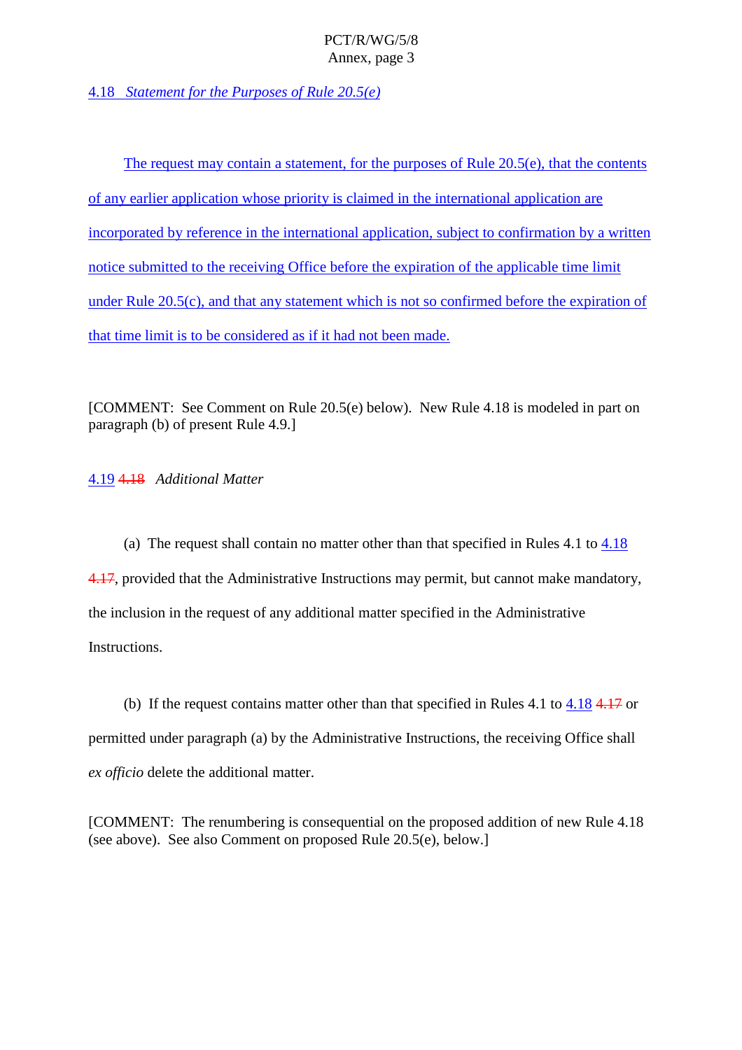4.18 *Statement for the Purposes of Rule 20.5(e)*

The request may contain a statement, for the purposes of Rule 20.5(e), that the contents of any earlier application whose priority is claimed in the international application are incorporated by reference in the international application, subject to confirmation by a written notice submitted to the receiving Office before the expiration of the applicable time limit under Rule 20.5(c), and that any statement which is not so confirmed before the expiration of that time limit is to be considered as if it had not been made.

[COMMENT: See Comment on Rule 20.5(e) below). New Rule 4.18 is modeled in part on paragraph (b) of present Rule 4.9.]

4.19 ~~4.18~~ *Additional Matter*

(a) The request shall contain no matter other than that specified in Rules 4.1 to 4.18 ~~4.17~~, provided that the Administrative Instructions may permit, but cannot make mandatory, the inclusion in the request of any additional matter specified in the Administrative Instructions.

(b) If the request contains matter other than that specified in Rules 4.1 to 4.18 ~~4.17~~ or permitted under paragraph (a) by the Administrative Instructions, the receiving Office shall *ex officio* delete the additional matter.

[COMMENT: The renumbering is consequential on the proposed addition of new Rule 4.18 (see above). See also Comment on proposed Rule 20.5(e), below.]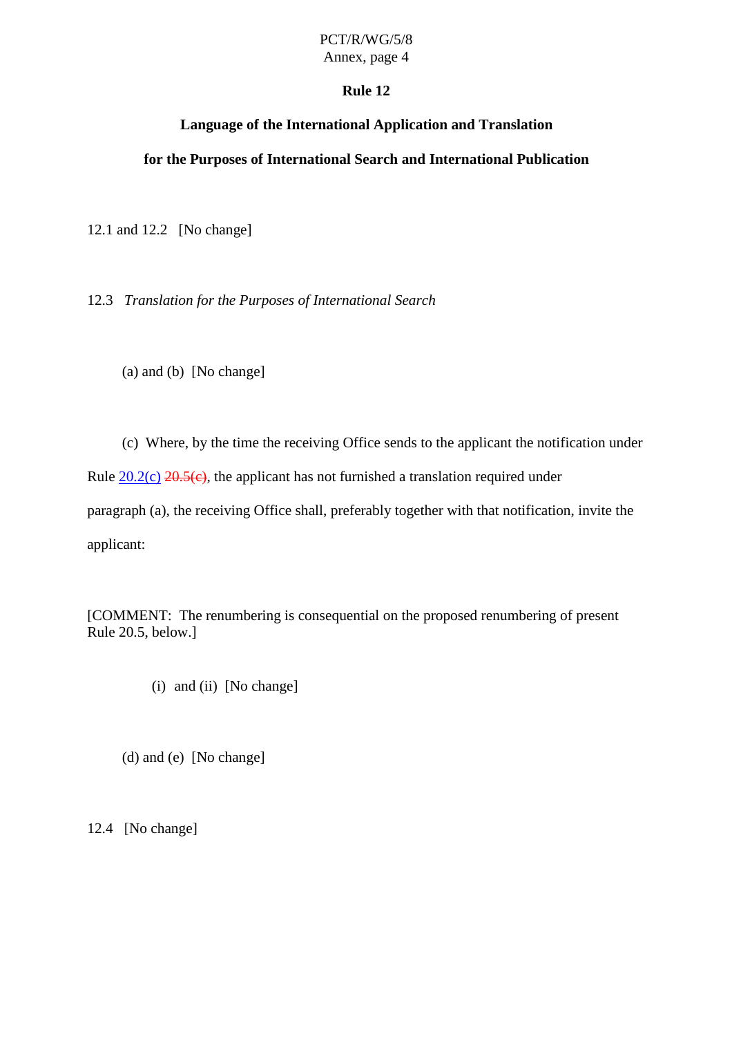### Rule 12

### Language of the International Application and Translation for the Purposes of International Search and International Publication

12.1 and 12.2 [No change]

12.3 *Translation for the Purposes of International Search*

(a) and (b) [No change]

(c) Where, by the time the receiving Office sends to the applicant the notification under Rule 20.2(c) ~~20.5(c)~~, the applicant has not furnished a translation required under paragraph (a), the receiving Office shall, preferably together with that notification, invite the applicant:

[COMMENT: The renumbering is consequential on the proposed renumbering of present Rule 20.5, below.]

(i) and (ii) [No change]

(d) and (e) [No change]

12.4 [No change]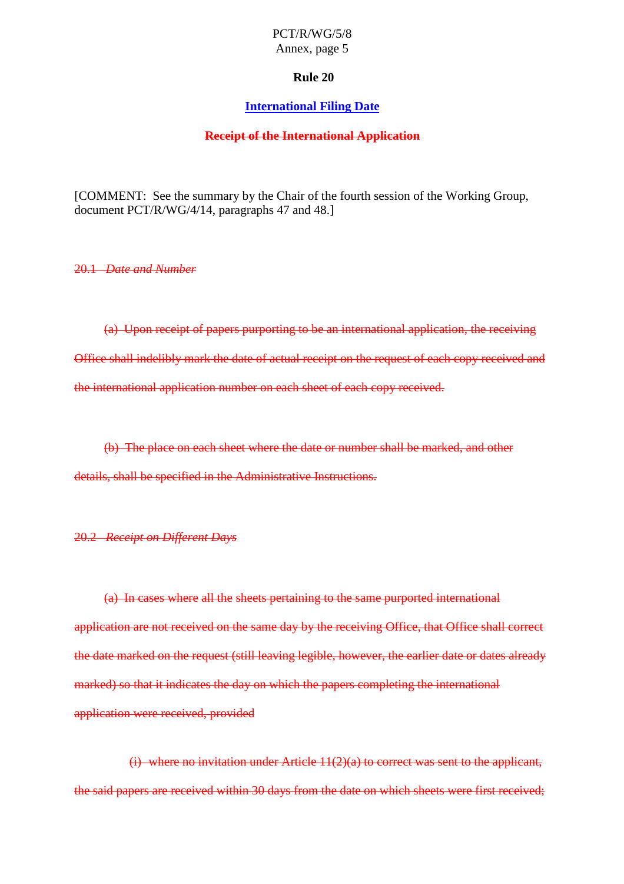**Rule 20**

**International Filing Date**

~~**Receipt of the International Application**~~

[COMMENT: See the summary by the Chair of the fourth session of the Working Group, document PCT/R/WG/4/14, paragraphs 47 and 48.]

~~20.1 *Date and Number*~~

~~(a) Upon receipt of papers purporting to be an international application, the receiving Office shall indelibly mark the date of actual receipt on the request of each copy received and the international application number on each sheet of each copy received.~~

~~(b) The place on each sheet where the date or number shall be marked, and other details, shall be specified in the Administrative Instructions.~~

~~20.2 *Receipt on Different Days*~~

~~(a) In cases where all the sheets pertaining to the same purported international application are not received on the same day by the receiving Office, that Office shall correct the date marked on the request (still leaving legible, however, the earlier date or dates already marked) so that it indicates the day on which the papers completing the international application were received, provided~~

~~(i) where no invitation under Article 11(2)(a) to correct was sent to the applicant, the said papers are received within 30 days from the date on which sheets were first received;~~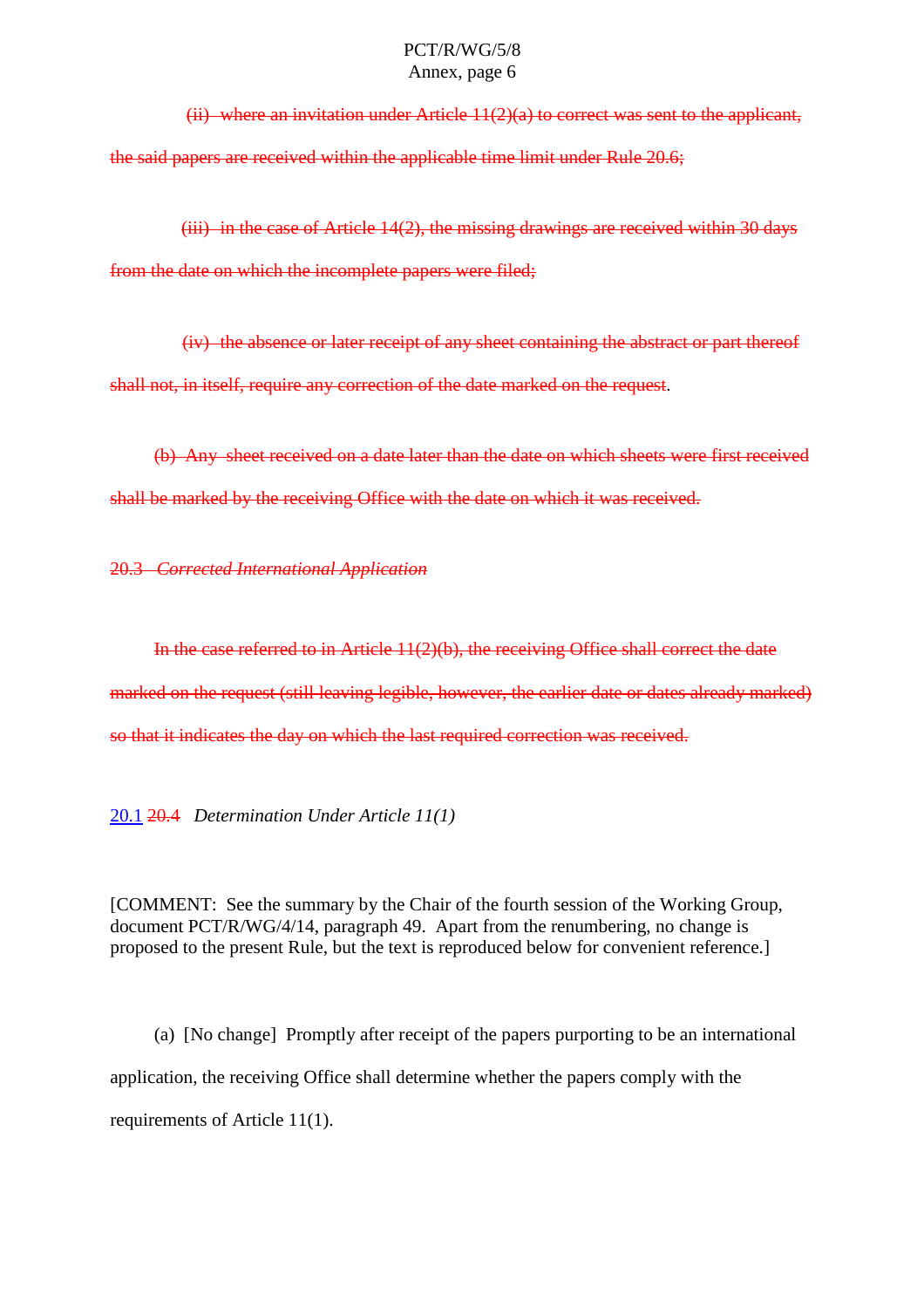~~(ii) where an invitation under Article 11(2)(a) to correct was sent to the applicant, the said papers are received within the applicable time limit under Rule 20.6;~~

~~(iii) in the case of Article 14(2), the missing drawings are received within 30 days from the date on which the incomplete papers were filed;~~

~~(iv) the absence or later receipt of any sheet containing the abstract or part thereof shall not, in itself, require any correction of the date marked on the request~~.

~~(b) Any sheet received on a date later than the date on which sheets were first received shall be marked by the receiving Office with the date on which it was received.~~

~~20.3 *Corrected International Application*~~

~~In the case referred to in Article 11(2)(b), the receiving Office shall correct the date marked on the request (still leaving legible, however, the earlier date or dates already marked) so that it indicates the day on which the last required correction was received.~~

<u>20.1</u> ~~20.4~~ *Determination Under Article 11(1)*

[COMMENT: See the summary by the Chair of the fourth session of the Working Group, document PCT/R/WG/4/14, paragraph 49. Apart from the renumbering, no change is proposed to the present Rule, but the text is reproduced below for convenient reference.]

(a) [No change] Promptly after receipt of the papers purporting to be an international application, the receiving Office shall determine whether the papers comply with the requirements of Article 11(1).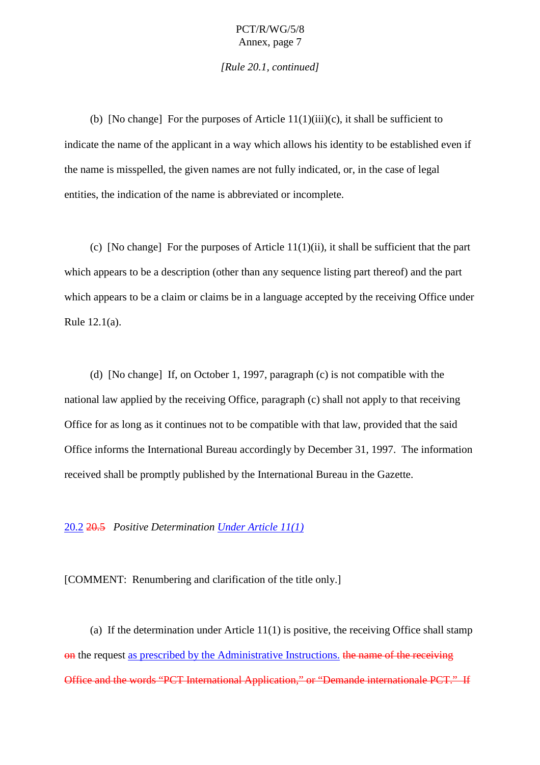*[Rule 20.1, continued]*

(b) [No change] For the purposes of Article 11(1)(iii)(c), it shall be sufficient to indicate the name of the applicant in a way which allows his identity to be established even if the name is misspelled, the given names are not fully indicated, or, in the case of legal entities, the indication of the name is abbreviated or incomplete.

(c) [No change] For the purposes of Article 11(1)(ii), it shall be sufficient that the part which appears to be a description (other than any sequence listing part thereof) and the part which appears to be a claim or claims be in a language accepted by the receiving Office under Rule 12.1(a).

(d) [No change] If, on October 1, 1997, paragraph (c) is not compatible with the national law applied by the receiving Office, paragraph (c) shall not apply to that receiving Office for as long as it continues not to be compatible with that law, provided that the said Office informs the International Bureau accordingly by December 31, 1997. The information received shall be promptly published by the International Bureau in the Gazette.

20.2 ~~20.5~~ *Positive Determination Under Article 11(1)*

[COMMENT: Renumbering and clarification of the title only.]

(a) If the determination under Article 11(1) is positive, the receiving Office shall stamp ~~on~~ the request as prescribed by the Administrative Instructions. ~~the name of the receiving Office and the words “PCT International Application,” or “Demande internationale PCT.” If~~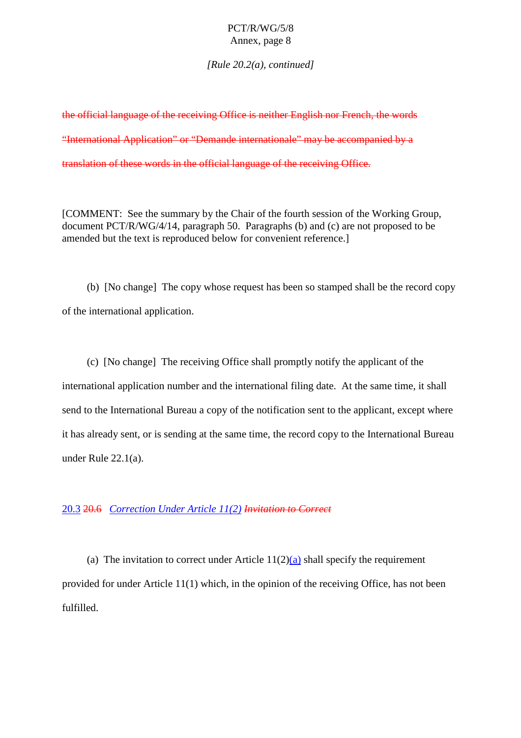*[Rule 20.2(a), continued]*

~~the official language of the receiving Office is neither English nor French, the words "International Application" or "Demande internationale" may be accompanied by a translation of these words in the official language of the receiving Office.~~

[COMMENT: See the summary by the Chair of the fourth session of the Working Group, document PCT/R/WG/4/14, paragraph 50. Paragraphs (b) and (c) are not proposed to be amended but the text is reproduced below for convenient reference.]

(b) [No change] The copy whose request has been so stamped shall be the record copy of the international application.

(c) [No change] The receiving Office shall promptly notify the applicant of the international application number and the international filing date. At the same time, it shall send to the International Bureau a copy of the notification sent to the applicant, except where it has already sent, or is sending at the same time, the record copy to the International Bureau under Rule 22.1(a).

20.3 ~~20.6~~ *Correction Under Article 11(2)* ~~*Invitation to Correct*~~

(a) The invitation to correct under Article 11(2)(a) shall specify the requirement provided for under Article 11(1) which, in the opinion of the receiving Office, has not been fulfilled.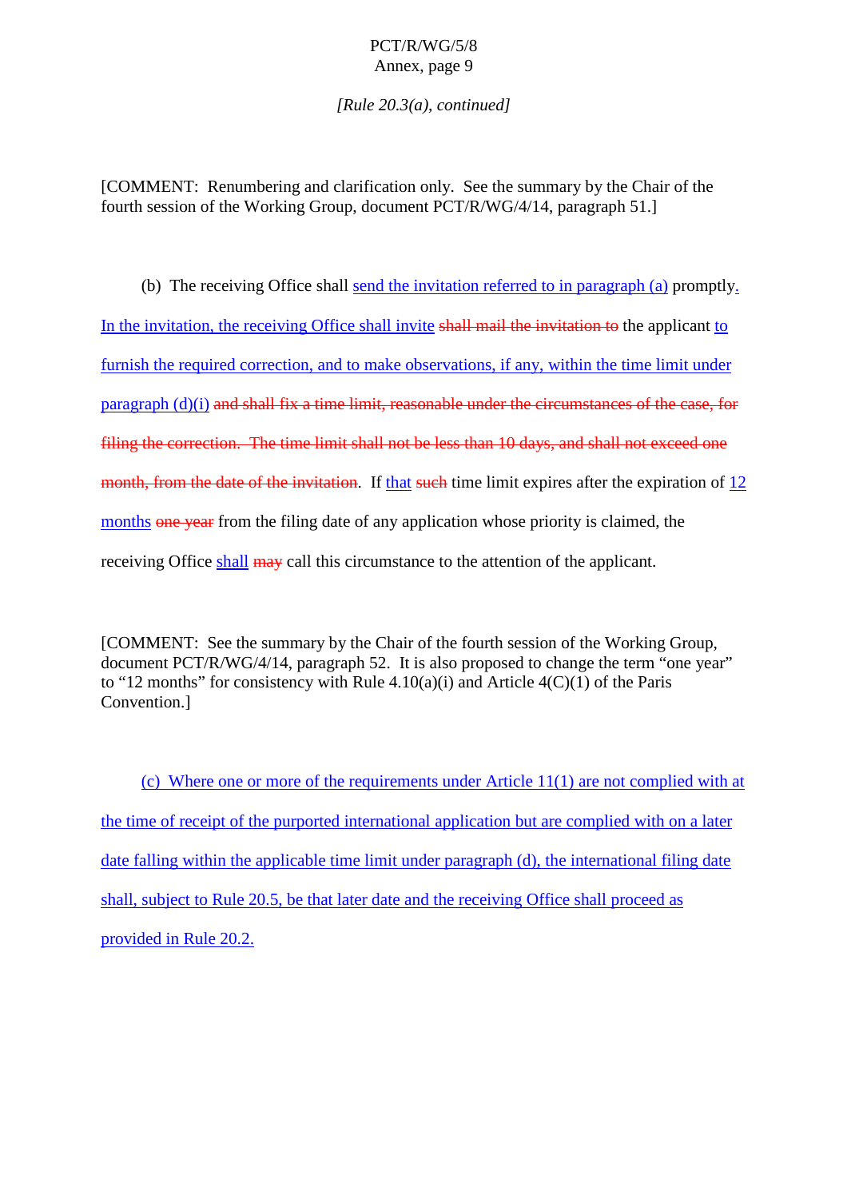*[Rule 20.3(a), continued]*

[COMMENT: Renumbering and clarification only. See the summary by the Chair of the fourth session of the Working Group, document PCT/R/WG/4/14, paragraph 51.]

(b) The receiving Office shall <ins>send the invitation referred to in paragraph (a)</ins> promptly<ins>. In the invitation, the receiving Office shall invite</ins> ~~shall mail the invitation to~~ the applicant <ins>to furnish the required correction, and to make observations, if any, within the time limit under paragraph (d)(i)</ins> ~~and shall fix a time limit, reasonable under the circumstances of the case, for filing the correction. The time limit shall not be less than 10 days, and shall not exceed one month, from the date of the invitation~~. If <ins>that</ins> ~~such~~ time limit expires after the expiration of <ins>12 months</ins> ~~one year~~ from the filing date of any application whose priority is claimed, the receiving Office <ins>shall</ins> ~~may~~ call this circumstance to the attention of the applicant.

[COMMENT: See the summary by the Chair of the fourth session of the Working Group, document PCT/R/WG/4/14, paragraph 52. It is also proposed to change the term "one year" to "12 months" for consistency with Rule 4.10(a)(i) and Article 4(C)(1) of the Paris Convention.]

<ins>(c) Where one or more of the requirements under Article 11(1) are not complied with at the time of receipt of the purported international application but are complied with on a later date falling within the applicable time limit under paragraph (d), the international filing date shall, subject to Rule 20.5, be that later date and the receiving Office shall proceed as provided in Rule 20.2.</ins>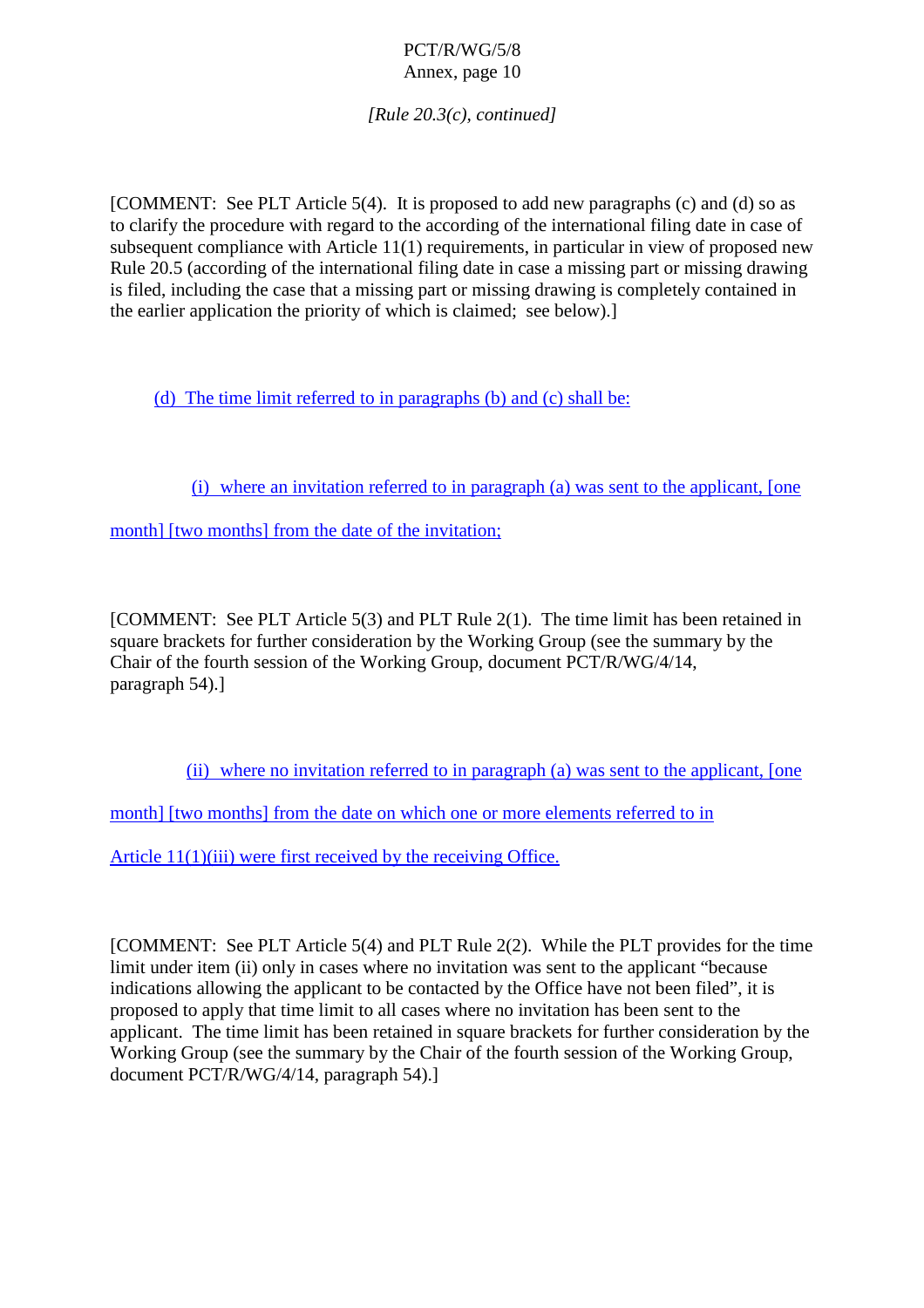*[Rule 20.3(c), continued]*

[COMMENT: See PLT Article 5(4). It is proposed to add new paragraphs (c) and (d) so as to clarify the procedure with regard to the according of the international filing date in case of subsequent compliance with Article 11(1) requirements, in particular in view of proposed new Rule 20.5 (according of the international filing date in case a missing part or missing drawing is filed, including the case that a missing part or missing drawing is completely contained in the earlier application the priority of which is claimed; see below).]

(d) The time limit referred to in paragraphs (b) and (c) shall be:

(i) where an invitation referred to in paragraph (a) was sent to the applicant, [one month] [two months] from the date of the invitation;

[COMMENT: See PLT Article 5(3) and PLT Rule 2(1). The time limit has been retained in square brackets for further consideration by the Working Group (see the summary by the Chair of the fourth session of the Working Group, document PCT/R/WG/4/14, paragraph 54).]

(ii) where no invitation referred to in paragraph (a) was sent to the applicant, [one month] [two months] from the date on which one or more elements referred to in Article 11(1)(iii) were first received by the receiving Office.

[COMMENT: See PLT Article 5(4) and PLT Rule 2(2). While the PLT provides for the time limit under item (ii) only in cases where no invitation was sent to the applicant "because indications allowing the applicant to be contacted by the Office have not been filed", it is proposed to apply that time limit to all cases where no invitation has been sent to the applicant. The time limit has been retained in square brackets for further consideration by the Working Group (see the summary by the Chair of the fourth session of the Working Group, document PCT/R/WG/4/14, paragraph 54).]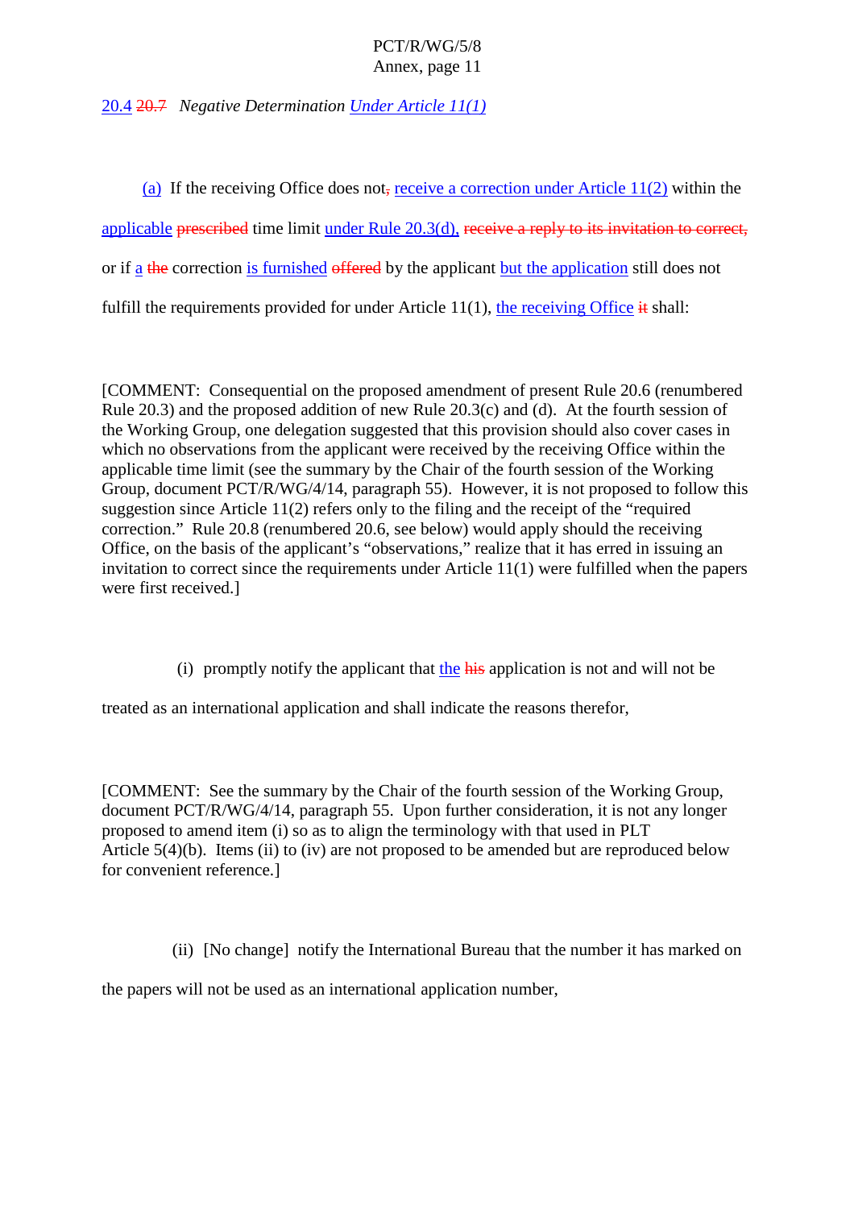20.4 20.7 *Negative Determination Under Article 11(1)*

(a) If the receiving Office does not, receive a correction under Article 11(2) within the applicable prescribed time limit under Rule 20.3(d), receive a reply to its invitation to correct, or if a the correction is furnished offered by the applicant but the application still does not fulfill the requirements provided for under Article 11(1), the receiving Office it shall:

[COMMENT: Consequential on the proposed amendment of present Rule 20.6 (renumbered Rule 20.3) and the proposed addition of new Rule 20.3(c) and (d). At the fourth session of the Working Group, one delegation suggested that this provision should also cover cases in which no observations from the applicant were received by the receiving Office within the applicable time limit (see the summary by the Chair of the fourth session of the Working Group, document PCT/R/WG/4/14, paragraph 55). However, it is not proposed to follow this suggestion since Article 11(2) refers only to the filing and the receipt of the "required correction." Rule 20.8 (renumbered 20.6, see below) would apply should the receiving Office, on the basis of the applicant's "observations," realize that it has erred in issuing an invitation to correct since the requirements under Article 11(1) were fulfilled when the papers were first received.]

(i) promptly notify the applicant that the his application is not and will not be treated as an international application and shall indicate the reasons therefor,

[COMMENT: See the summary by the Chair of the fourth session of the Working Group, document PCT/R/WG/4/14, paragraph 55. Upon further consideration, it is not any longer proposed to amend item (i) so as to align the terminology with that used in PLT Article 5(4)(b). Items (ii) to (iv) are not proposed to be amended but are reproduced below for convenient reference.]

(ii) [No change] notify the International Bureau that the number it has marked on the papers will not be used as an international application number,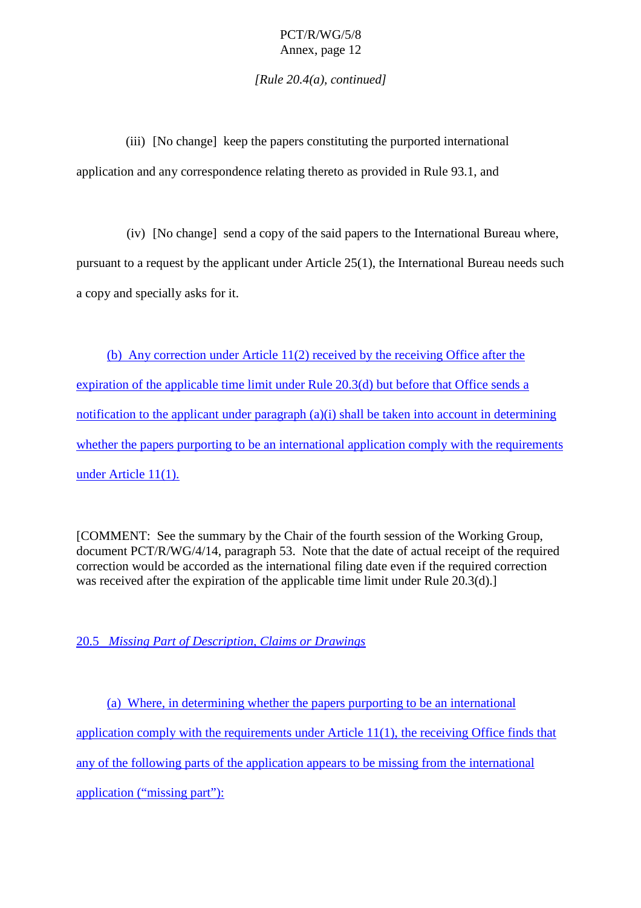*[Rule 20.4(a), continued]*

(iii) [No change] keep the papers constituting the purported international application and any correspondence relating thereto as provided in Rule 93.1, and

(iv) [No change] send a copy of the said papers to the International Bureau where, pursuant to a request by the applicant under Article 25(1), the International Bureau needs such a copy and specially asks for it.

(b) Any correction under Article 11(2) received by the receiving Office after the expiration of the applicable time limit under Rule 20.3(d) but before that Office sends a notification to the applicant under paragraph (a)(i) shall be taken into account in determining whether the papers purporting to be an international application comply with the requirements under Article 11(1).

[COMMENT: See the summary by the Chair of the fourth session of the Working Group, document PCT/R/WG/4/14, paragraph 53. Note that the date of actual receipt of the required correction would be accorded as the international filing date even if the required correction was received after the expiration of the applicable time limit under Rule 20.3(d).]

20.5 *Missing Part of Description, Claims or Drawings*

(a) Where, in determining whether the papers purporting to be an international application comply with the requirements under Article 11(1), the receiving Office finds that any of the following parts of the application appears to be missing from the international application ("missing part"):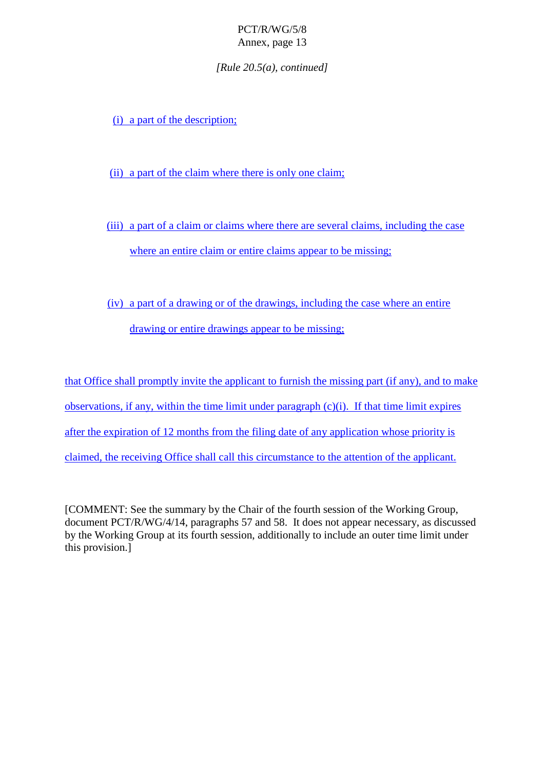*[Rule 20.5(a), continued]*

(i) a part of the description;

(ii) a part of the claim where there is only one claim;

(iii) a part of a claim or claims where there are several claims, including the case where an entire claim or entire claims appear to be missing;

(iv) a part of a drawing or of the drawings, including the case where an entire drawing or entire drawings appear to be missing;

that Office shall promptly invite the applicant to furnish the missing part (if any), and to make observations, if any, within the time limit under paragraph (c)(i). If that time limit expires after the expiration of 12 months from the filing date of any application whose priority is claimed, the receiving Office shall call this circumstance to the attention of the applicant.

[COMMENT: See the summary by the Chair of the fourth session of the Working Group, document PCT/R/WG/4/14, paragraphs 57 and 58. It does not appear necessary, as discussed by the Working Group at its fourth session, additionally to include an outer time limit under this provision.]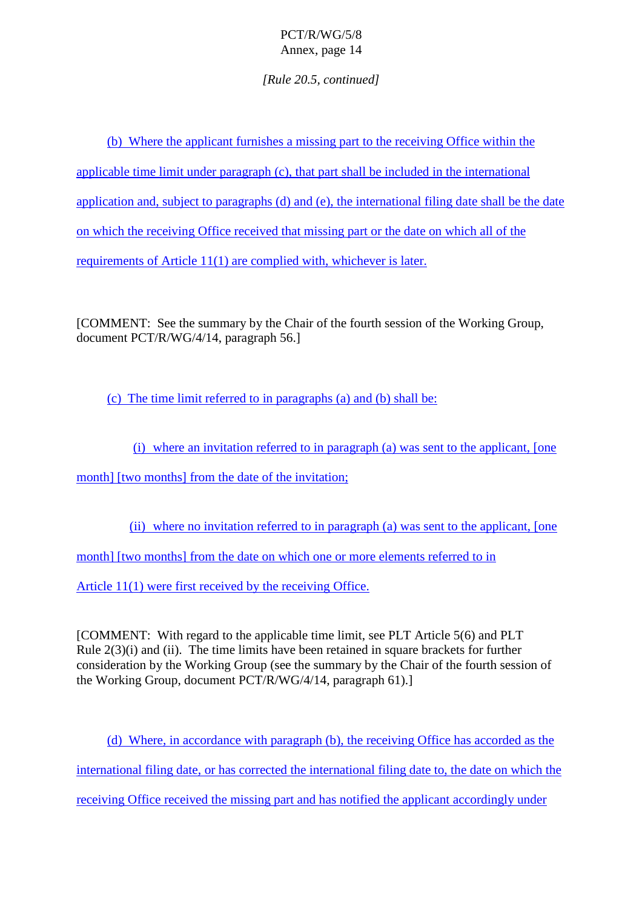*[Rule 20.5, continued]*

(b) Where the applicant furnishes a missing part to the receiving Office within the applicable time limit under paragraph (c), that part shall be included in the international application and, subject to paragraphs (d) and (e), the international filing date shall be the date on which the receiving Office received that missing part or the date on which all of the requirements of Article 11(1) are complied with, whichever is later.

[COMMENT: See the summary by the Chair of the fourth session of the Working Group, document PCT/R/WG/4/14, paragraph 56.]

(c) The time limit referred to in paragraphs (a) and (b) shall be:

(i) where an invitation referred to in paragraph (a) was sent to the applicant, [one month] [two months] from the date of the invitation;

(ii) where no invitation referred to in paragraph (a) was sent to the applicant, [one month] [two months] from the date on which one or more elements referred to in Article 11(1) were first received by the receiving Office.

[COMMENT: With regard to the applicable time limit, see PLT Article 5(6) and PLT Rule 2(3)(i) and (ii). The time limits have been retained in square brackets for further consideration by the Working Group (see the summary by the Chair of the fourth session of the Working Group, document PCT/R/WG/4/14, paragraph 61).]

(d) Where, in accordance with paragraph (b), the receiving Office has accorded as the international filing date, or has corrected the international filing date to, the date on which the receiving Office received the missing part and has notified the applicant accordingly under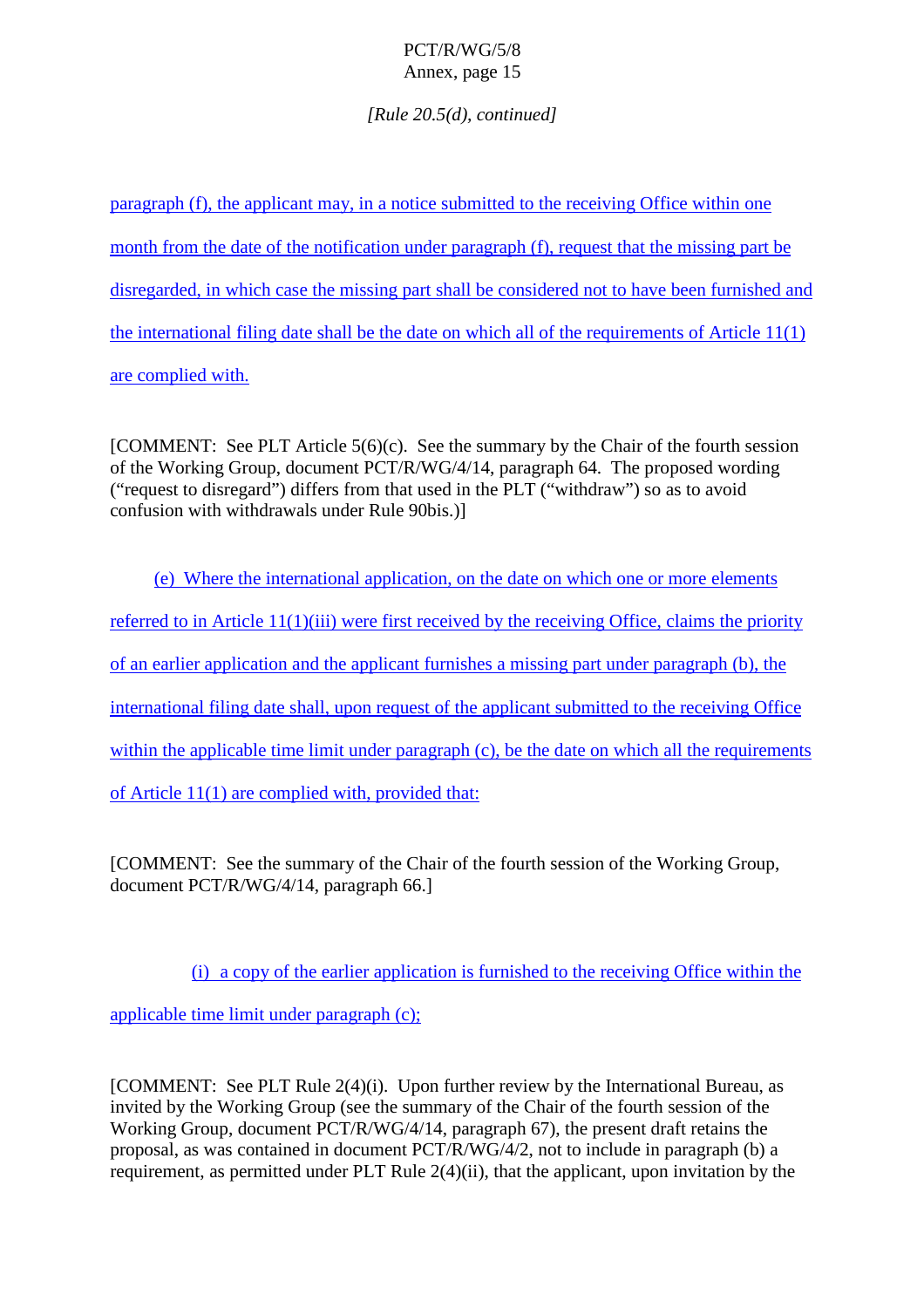*[Rule 20.5(d), continued]*

paragraph (f), the applicant may, in a notice submitted to the receiving Office within one month from the date of the notification under paragraph (f), request that the missing part be disregarded, in which case the missing part shall be considered not to have been furnished and the international filing date shall be the date on which all of the requirements of Article 11(1) are complied with.

[COMMENT: See PLT Article 5(6)(c). See the summary by the Chair of the fourth session of the Working Group, document PCT/R/WG/4/14, paragraph 64. The proposed wording ("request to disregard") differs from that used in the PLT ("withdraw") so as to avoid confusion with withdrawals under Rule 90bis.)]

(e) Where the international application, on the date on which one or more elements referred to in Article 11(1)(iii) were first received by the receiving Office, claims the priority of an earlier application and the applicant furnishes a missing part under paragraph (b), the international filing date shall, upon request of the applicant submitted to the receiving Office within the applicable time limit under paragraph (c), be the date on which all the requirements of Article 11(1) are complied with, provided that:

[COMMENT: See the summary of the Chair of the fourth session of the Working Group, document PCT/R/WG/4/14, paragraph 66.]

(i) a copy of the earlier application is furnished to the receiving Office within the applicable time limit under paragraph (c);

[COMMENT: See PLT Rule 2(4)(i). Upon further review by the International Bureau, as invited by the Working Group (see the summary of the Chair of the fourth session of the Working Group, document PCT/R/WG/4/14, paragraph 67), the present draft retains the proposal, as was contained in document PCT/R/WG/4/2, not to include in paragraph (b) a requirement, as permitted under PLT Rule 2(4)(ii), that the applicant, upon invitation by the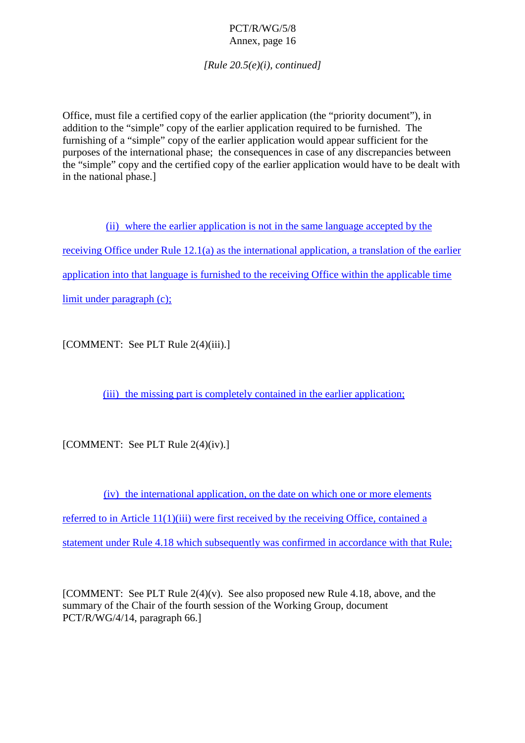*[Rule 20.5(e)(i), continued]*

Office, must file a certified copy of the earlier application (the "priority document"), in addition to the "simple" copy of the earlier application required to be furnished. The furnishing of a "simple" copy of the earlier application would appear sufficient for the purposes of the international phase; the consequences in case of any discrepancies between the "simple" copy and the certified copy of the earlier application would have to be dealt with in the national phase.]

(ii) where the earlier application is not in the same language accepted by the receiving Office under Rule 12.1(a) as the international application, a translation of the earlier application into that language is furnished to the receiving Office within the applicable time limit under paragraph (c);

[COMMENT: See PLT Rule 2(4)(iii).]

(iii) the missing part is completely contained in the earlier application;

[COMMENT: See PLT Rule 2(4)(iv).]

(iv) the international application, on the date on which one or more elements referred to in Article 11(1)(iii) were first received by the receiving Office, contained a statement under Rule 4.18 which subsequently was confirmed in accordance with that Rule;

[COMMENT: See PLT Rule 2(4)(v). See also proposed new Rule 4.18, above, and the summary of the Chair of the fourth session of the Working Group, document PCT/R/WG/4/14, paragraph 66.]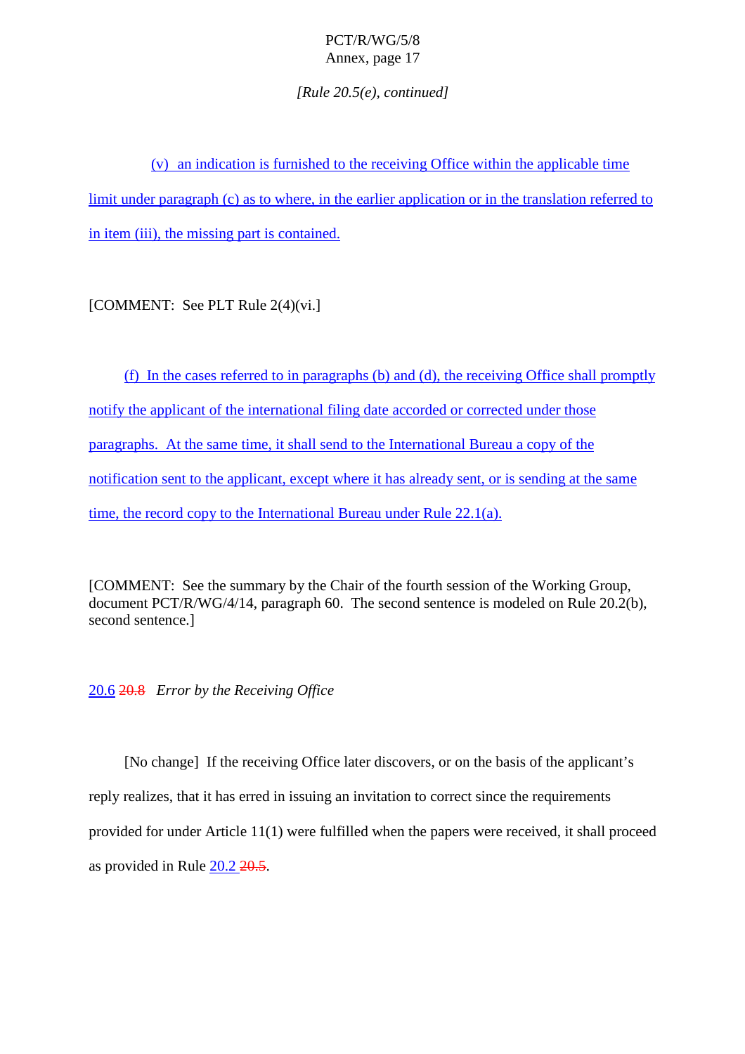*[Rule 20.5(e), continued]*

(v) an indication is furnished to the receiving Office within the applicable time limit under paragraph (c) as to where, in the earlier application or in the translation referred to in item (iii), the missing part is contained.

[COMMENT: See PLT Rule 2(4)(vi.]

(f) In the cases referred to in paragraphs (b) and (d), the receiving Office shall promptly notify the applicant of the international filing date accorded or corrected under those paragraphs. At the same time, it shall send to the International Bureau a copy of the notification sent to the applicant, except where it has already sent, or is sending at the same time, the record copy to the International Bureau under Rule 22.1(a).

[COMMENT: See the summary by the Chair of the fourth session of the Working Group, document PCT/R/WG/4/14, paragraph 60. The second sentence is modeled on Rule 20.2(b), second sentence.]

20.6 ~~20.8~~ *Error by the Receiving Office*

[No change] If the receiving Office later discovers, or on the basis of the applicant's reply realizes, that it has erred in issuing an invitation to correct since the requirements provided for under Article 11(1) were fulfilled when the papers were received, it shall proceed as provided in Rule 20.2 ~~20.5~~.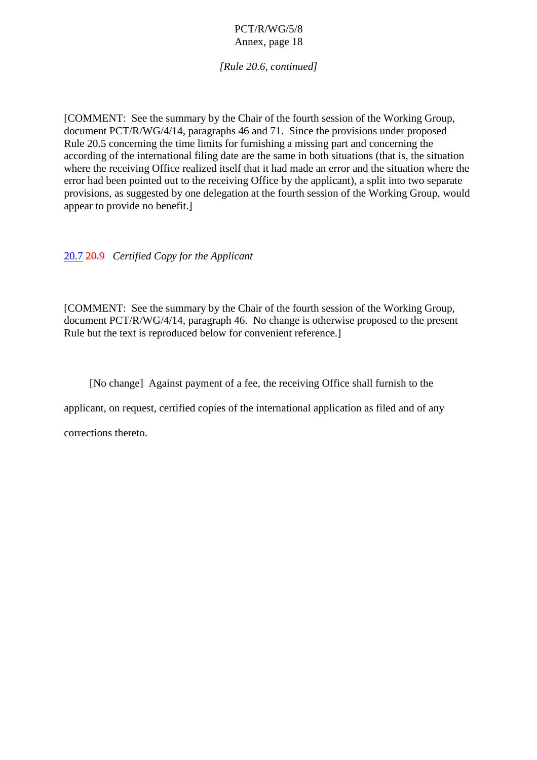*[Rule 20.6, continued]*

[COMMENT: See the summary by the Chair of the fourth session of the Working Group, document PCT/R/WG/4/14, paragraphs 46 and 71. Since the provisions under proposed Rule 20.5 concerning the time limits for furnishing a missing part and concerning the according of the international filing date are the same in both situations (that is, the situation where the receiving Office realized itself that it had made an error and the situation where the error had been pointed out to the receiving Office by the applicant), a split into two separate provisions, as suggested by one delegation at the fourth session of the Working Group, would appear to provide no benefit.]

20.7 ~~20.9~~ *Certified Copy for the Applicant*

[COMMENT: See the summary by the Chair of the fourth session of the Working Group, document PCT/R/WG/4/14, paragraph 46. No change is otherwise proposed to the present Rule but the text is reproduced below for convenient reference.]

[No change] Against payment of a fee, the receiving Office shall furnish to the applicant, on request, certified copies of the international application as filed and of any corrections thereto.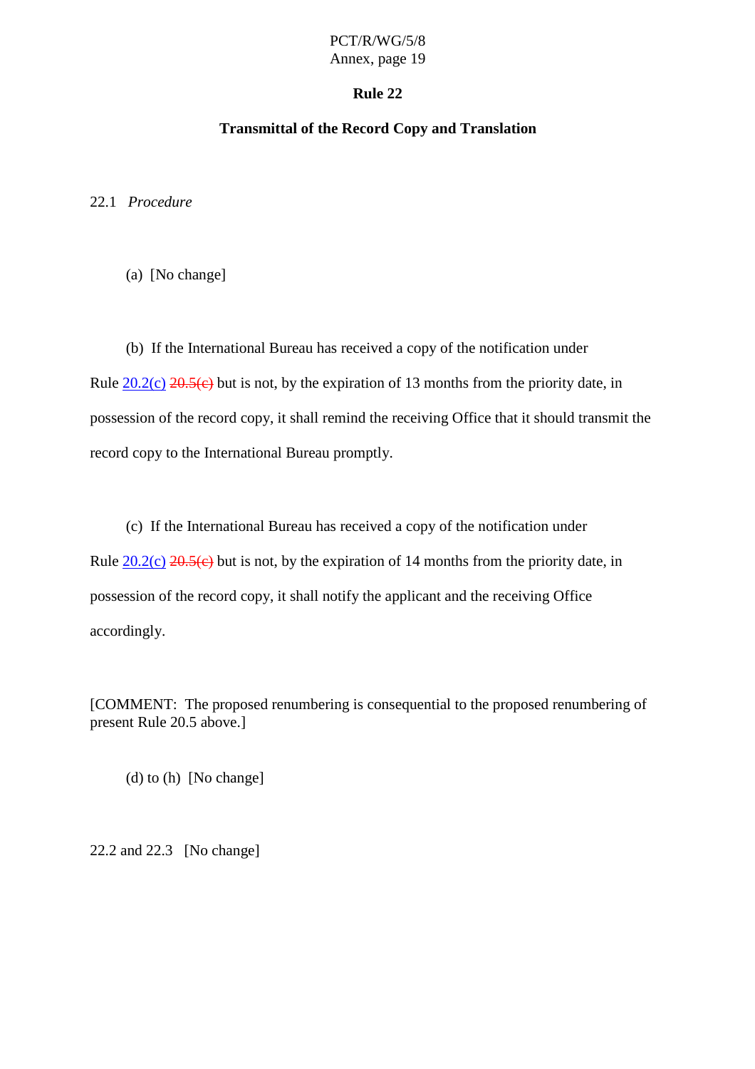# Rule 22

## Transmittal of the Record Copy and Translation

22.1 *Procedure*

(a) [No change]

(b) If the International Bureau has received a copy of the notification under Rule 20.2(c) ~~20.5(c)~~ but is not, by the expiration of 13 months from the priority date, in possession of the record copy, it shall remind the receiving Office that it should transmit the record copy to the International Bureau promptly.

(c) If the International Bureau has received a copy of the notification under Rule 20.2(c) ~~20.5(c)~~ but is not, by the expiration of 14 months from the priority date, in possession of the record copy, it shall notify the applicant and the receiving Office accordingly.

[COMMENT: The proposed renumbering is consequential to the proposed renumbering of present Rule 20.5 above.]

(d) to (h) [No change]

22.2 and 22.3 [No change]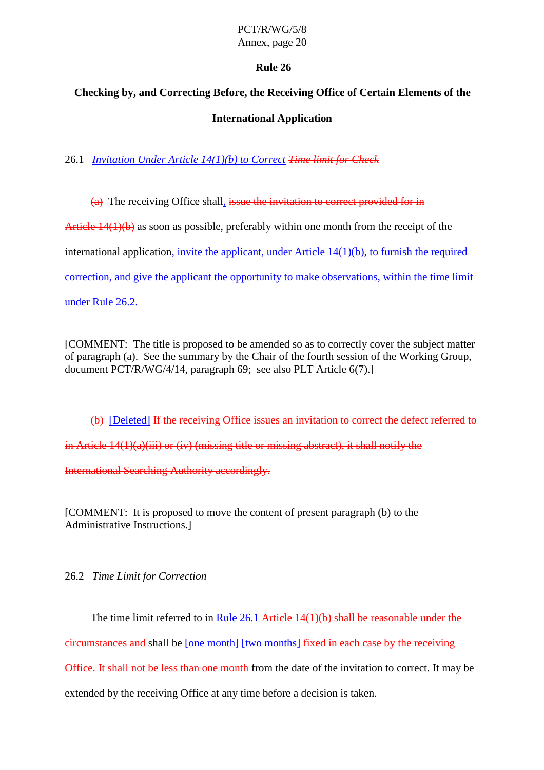## Rule 26

### Checking by, and Correcting Before, the Receiving Office of Certain Elements of the International Application

26.1 *Invitation Under Article 14(1)(b) to Correct* ~~*Time limit for Check*~~

~~(a)~~ The receiving Office shall, ~~issue the invitation to correct provided for in Article 14(1)(b)~~ as soon as possible, preferably within one month from the receipt of the international application, invite the applicant, under Article 14(1)(b), to furnish the required correction, and give the applicant the opportunity to make observations, within the time limit under Rule 26.2.

[COMMENT: The title is proposed to be amended so as to correctly cover the subject matter of paragraph (a). See the summary by the Chair of the fourth session of the Working Group, document PCT/R/WG/4/14, paragraph 69; see also PLT Article 6(7).]

~~(b)~~ [Deleted] ~~If the receiving Office issues an invitation to correct the defect referred to in Article 14(1)(a)(iii) or (iv) (missing title or missing abstract), it shall notify the International Searching Authority accordingly.~~

[COMMENT: It is proposed to move the content of present paragraph (b) to the Administrative Instructions.]

26.2 *Time Limit for Correction*

The time limit referred to in Rule 26.1 ~~Article 14(1)(b) shall be reasonable under the circumstances and~~ shall be [one month] [two months] ~~fixed in each case by the receiving Office. It shall not be less than one month~~ from the date of the invitation to correct. It may be extended by the receiving Office at any time before a decision is taken.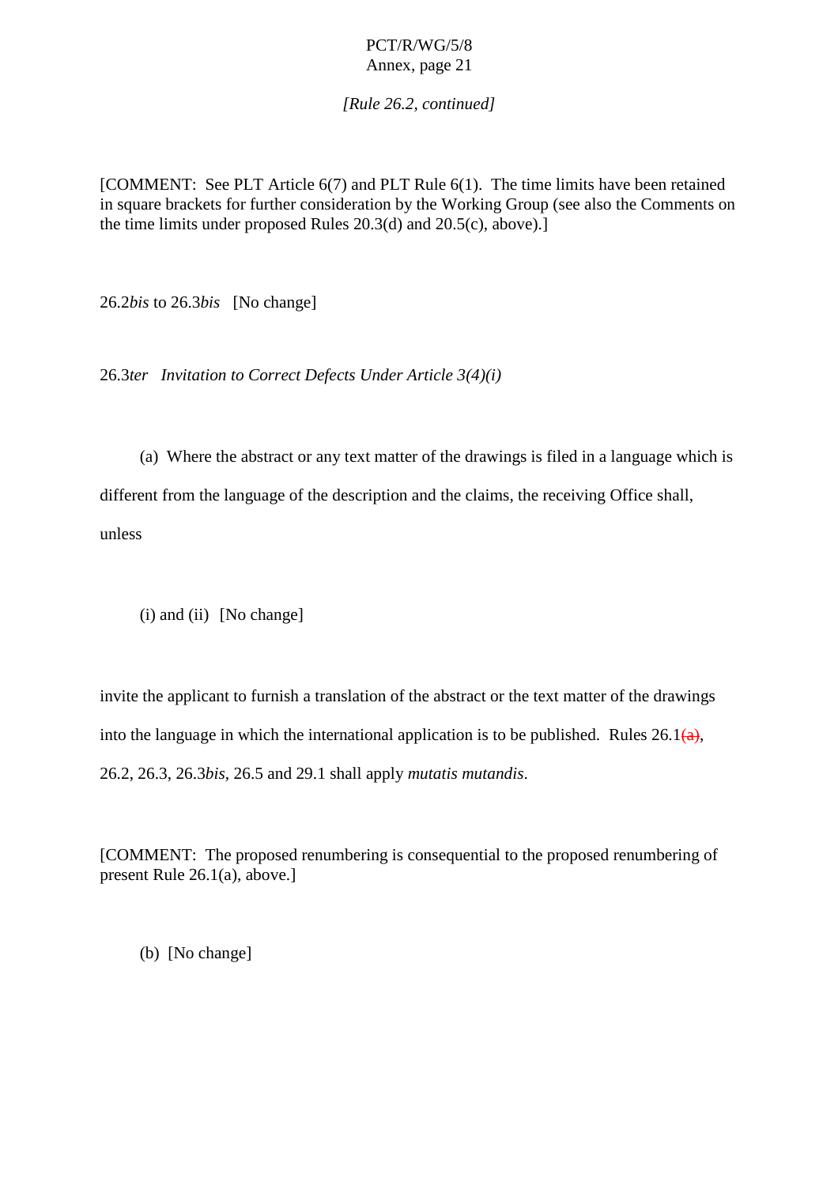*[Rule 26.2, continued]*

[COMMENT: See PLT Article 6(7) and PLT Rule 6(1). The time limits have been retained in square brackets for further consideration by the Working Group (see also the Comments on the time limits under proposed Rules 20.3(d) and 20.5(c), above).]

26.2*bis* to 26.3*bis* [No change]

26.3*ter* *Invitation to Correct Defects Under Article 3(4)(i)*

(a) Where the abstract or any text matter of the drawings is filed in a language which is different from the language of the description and the claims, the receiving Office shall, unless

(i) and (ii) [No change]

invite the applicant to furnish a translation of the abstract or the text matter of the drawings into the language in which the international application is to be published. Rules 26.1~~(a)~~, 26.2, 26.3, 26.3*bis*, 26.5 and 29.1 shall apply *mutatis mutandis*.

[COMMENT: The proposed renumbering is consequential to the proposed renumbering of present Rule 26.1(a), above.]

(b) [No change]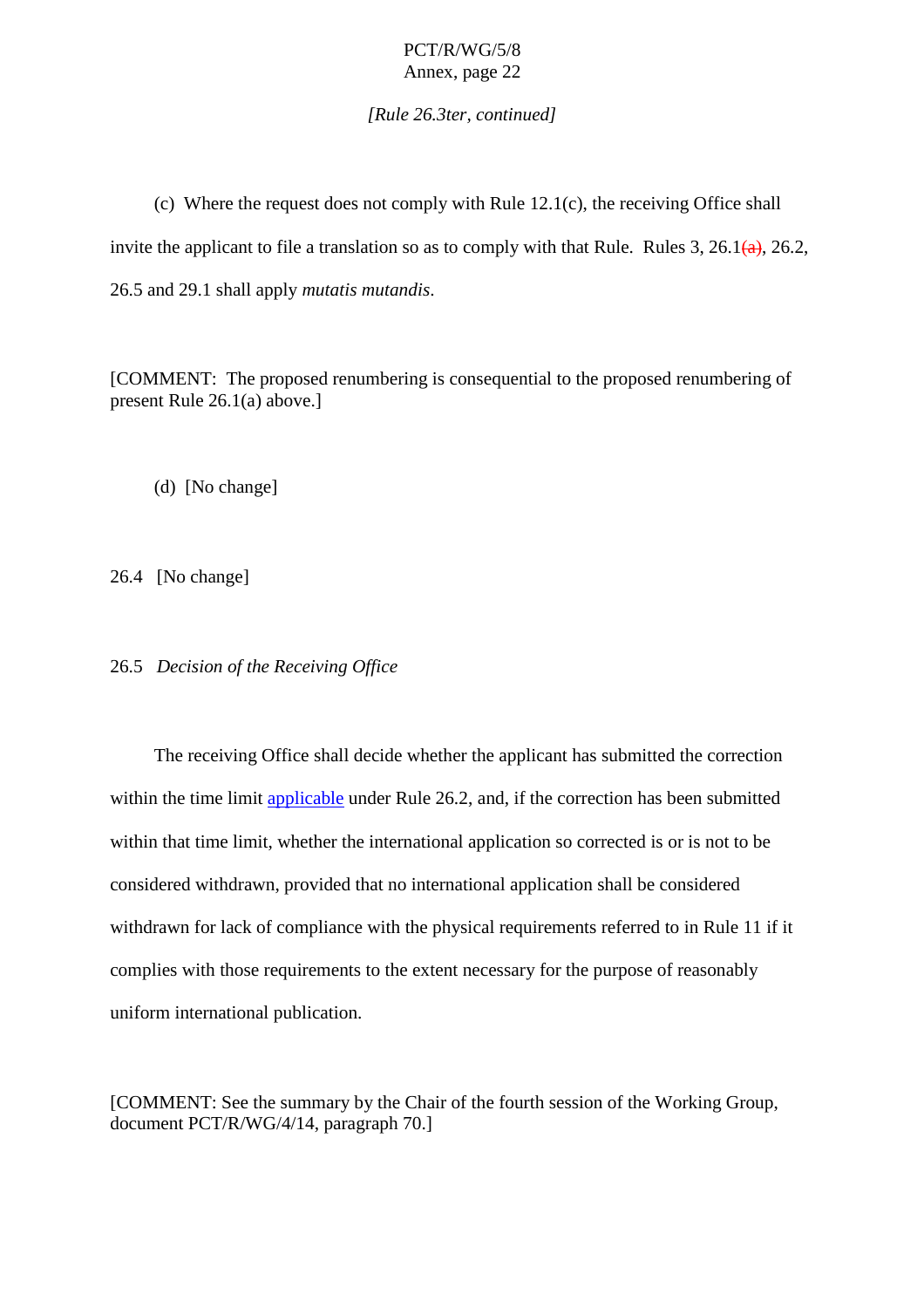*[Rule 26.3ter, continued]*

(c) Where the request does not comply with Rule 12.1(c), the receiving Office shall invite the applicant to file a translation so as to comply with that Rule. Rules 3, 26.1~~(a)~~, 26.2, 26.5 and 29.1 shall apply *mutatis mutandis*.

[COMMENT: The proposed renumbering is consequential to the proposed renumbering of present Rule 26.1(a) above.]

(d) [No change]

26.4 [No change]

26.5 *Decision of the Receiving Office*

The receiving Office shall decide whether the applicant has submitted the correction within the time limit <u>applicable</u> under Rule 26.2, and, if the correction has been submitted within that time limit, whether the international application so corrected is or is not to be considered withdrawn, provided that no international application shall be considered withdrawn for lack of compliance with the physical requirements referred to in Rule 11 if it complies with those requirements to the extent necessary for the purpose of reasonably uniform international publication.

[COMMENT: See the summary by the Chair of the fourth session of the Working Group, document PCT/R/WG/4/14, paragraph 70.]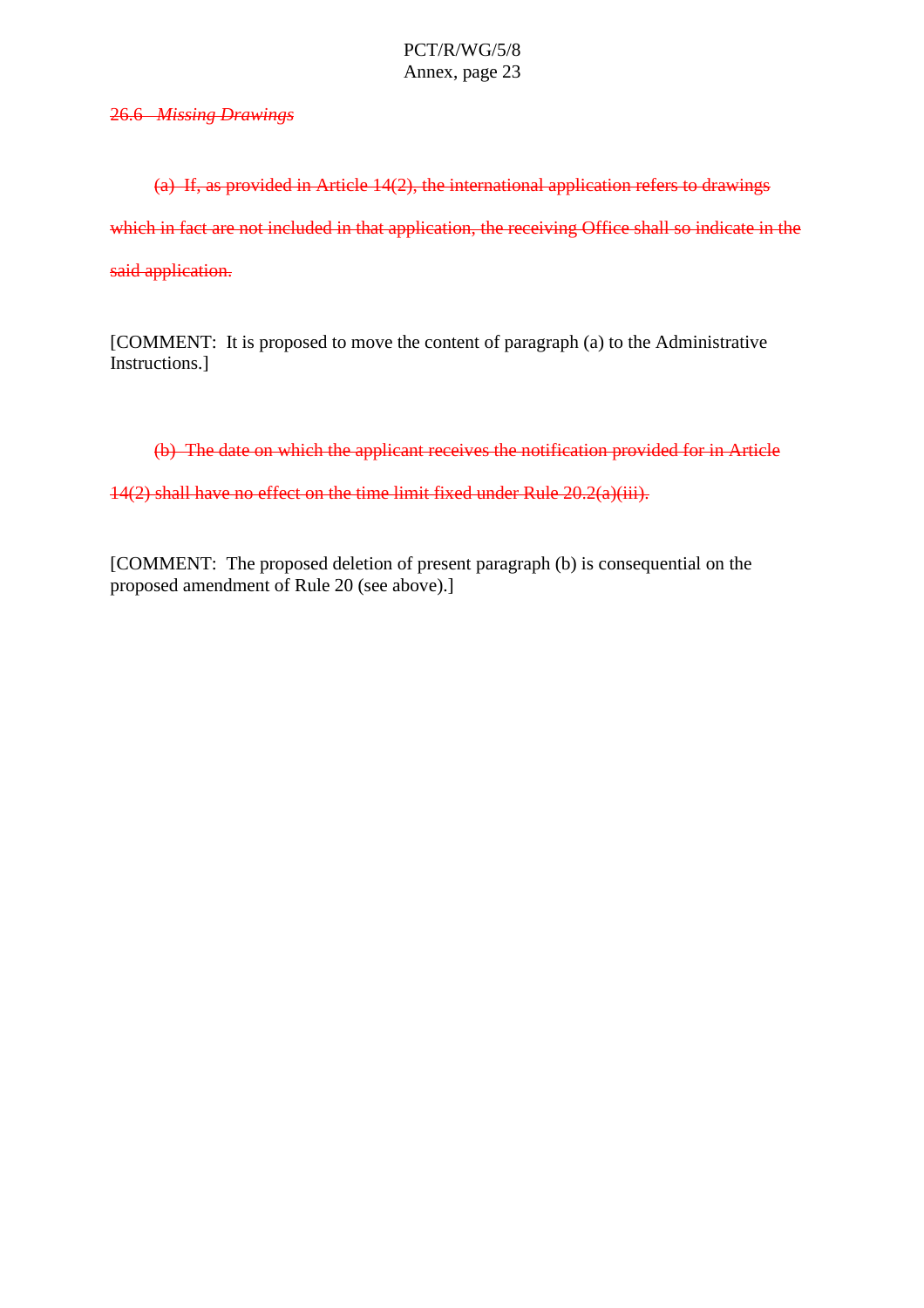~~26.6 *Missing Drawings*~~

~~(a) If, as provided in Article 14(2), the international application refers to drawings which in fact are not included in that application, the receiving Office shall so indicate in the said application.~~

[COMMENT: It is proposed to move the content of paragraph (a) to the Administrative Instructions.]

~~(b) The date on which the applicant receives the notification provided for in Article 14(2) shall have no effect on the time limit fixed under Rule 20.2(a)(iii).~~

[COMMENT: The proposed deletion of present paragraph (b) is consequential on the proposed amendment of Rule 20 (see above).]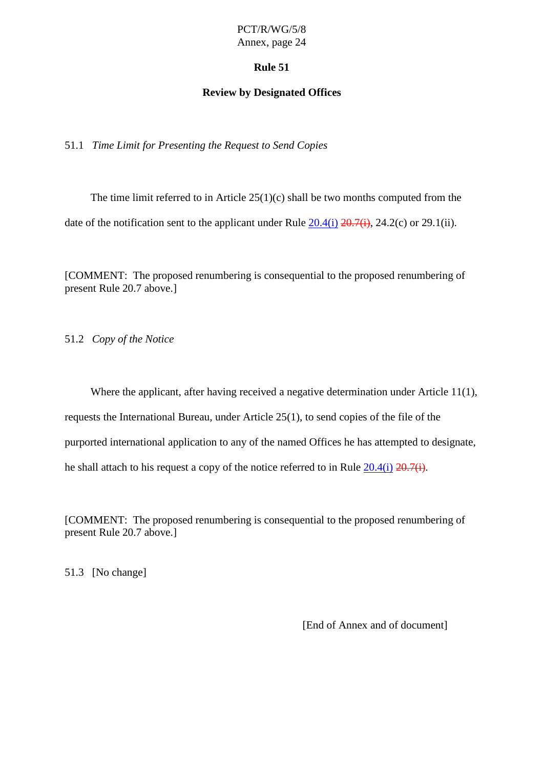## Rule 51

## Review by Designated Offices

51.1 *Time Limit for Presenting the Request to Send Copies*

The time limit referred to in Article 25(1)(c) shall be two months computed from the date of the notification sent to the applicant under Rule 20.4(i) ~~20.7(i)~~, 24.2(c) or 29.1(ii).

[COMMENT: The proposed renumbering is consequential to the proposed renumbering of present Rule 20.7 above.]

51.2 *Copy of the Notice*

Where the applicant, after having received a negative determination under Article 11(1), requests the International Bureau, under Article 25(1), to send copies of the file of the purported international application to any of the named Offices he has attempted to designate, he shall attach to his request a copy of the notice referred to in Rule 20.4(i) ~~20.7(i)~~.

[COMMENT: The proposed renumbering is consequential to the proposed renumbering of present Rule 20.7 above.]

51.3 [No change]

[End of Annex and of document]